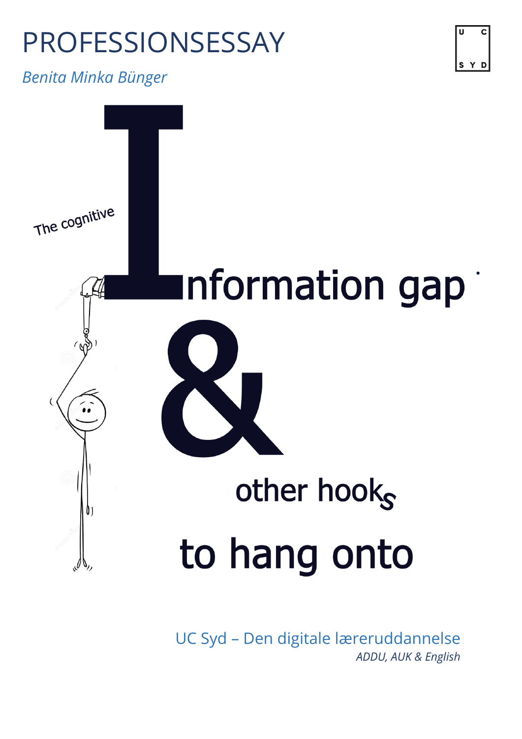# PROFESSIONSESSAY

*Benita Minka Bünger*

U C S Y D

# The cognitive Information gap & other hooks to hang onto

UC Syd – Den digitale læreruddannelse

*ADDU, AUK & English*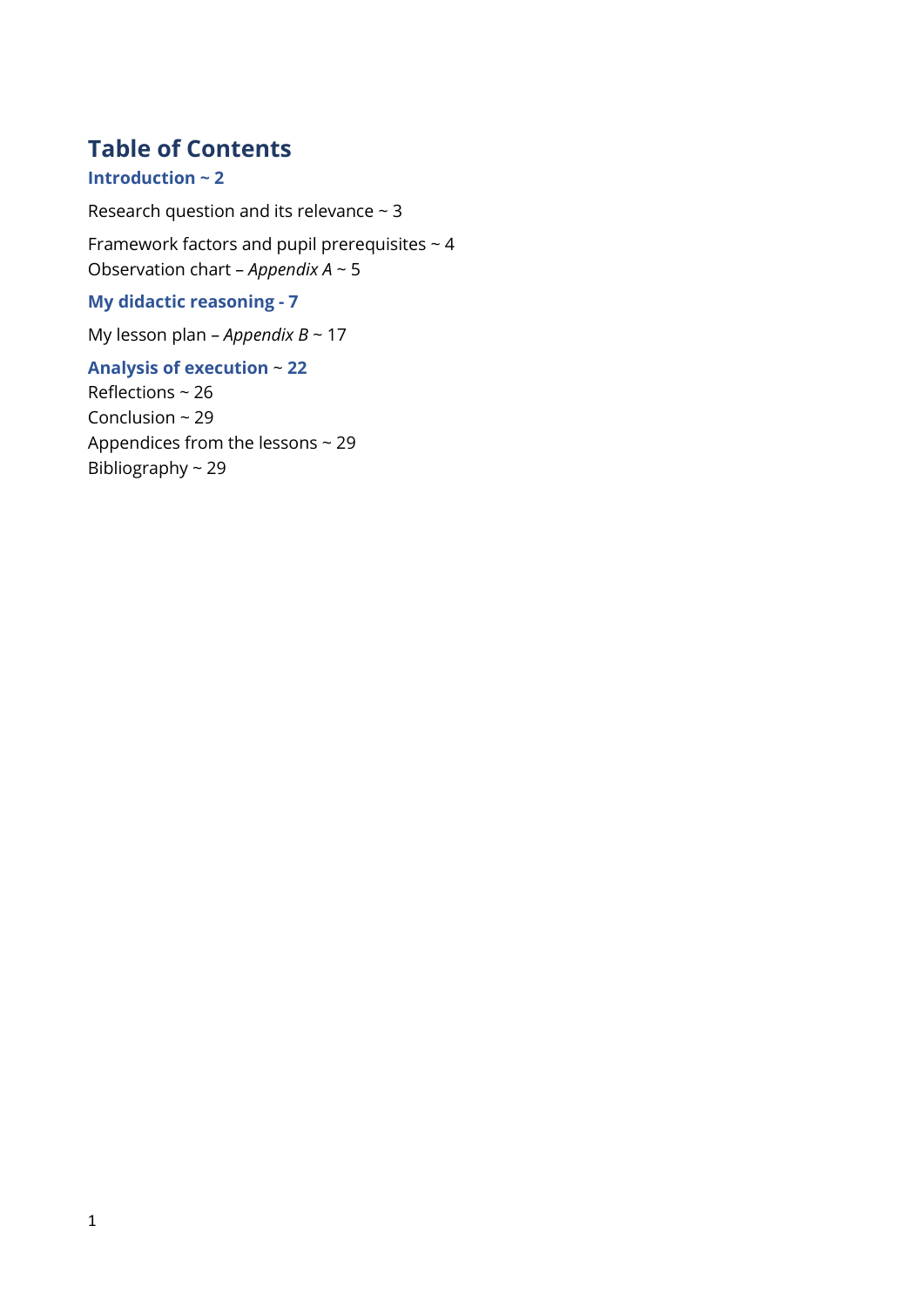# Table of Contents

## Introduction ~ 2

Research question and its relevance ~ 3

Framework factors and pupil prerequisites ~ 4
Observation chart – *Appendix A* ~ 5

## My didactic reasoning - 7

My lesson plan – *Appendix B* ~ 17

## Analysis of execution ~ 22

Reflections ~ 26
Conclusion ~ 29
Appendices from the lessons ~ 29
Bibliography ~ 29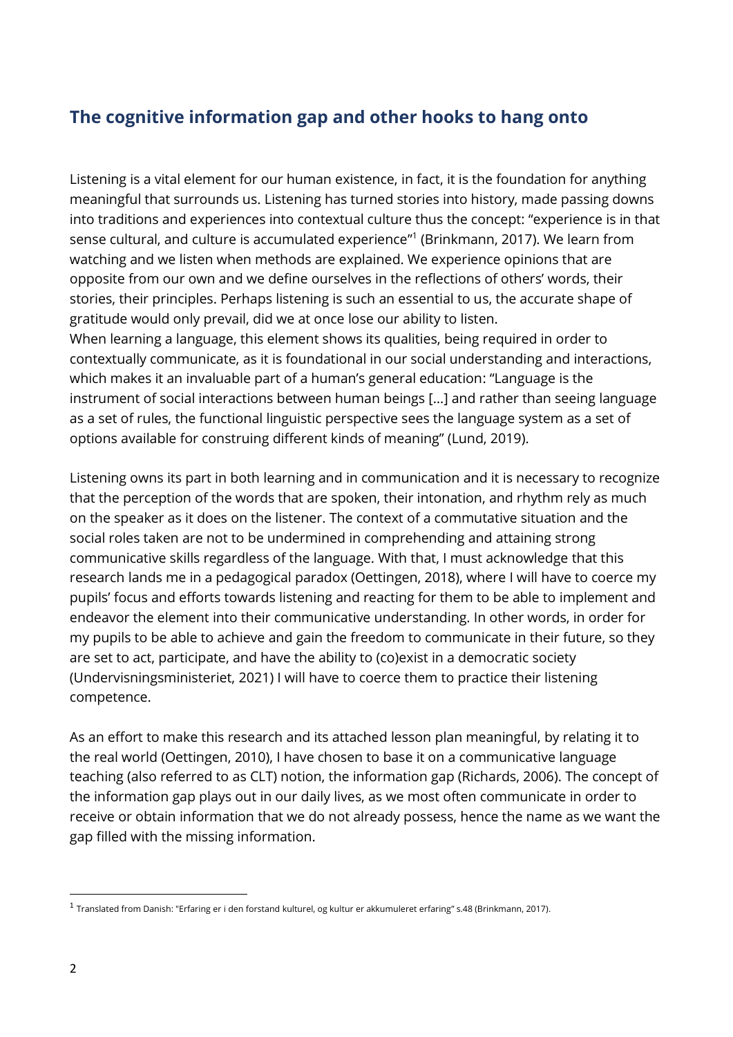## The cognitive information gap and other hooks to hang onto

Listening is a vital element for our human existence, in fact, it is the foundation for anything meaningful that surrounds us. Listening has turned stories into history, made passing downs into traditions and experiences into contextual culture thus the concept: "experience is in that sense cultural, and culture is accumulated experience"[1] (Brinkmann, 2017). We learn from watching and we listen when methods are explained. We experience opinions that are opposite from our own and we define ourselves in the reflections of others' words, their stories, their principles. Perhaps listening is such an essential to us, the accurate shape of gratitude would only prevail, did we at once lose our ability to listen.
When learning a language, this element shows its qualities, being required in order to contextually communicate, as it is foundational in our social understanding and interactions, which makes it an invaluable part of a human's general education: "Language is the instrument of social interactions between human beings [...] and rather than seeing language as a set of rules, the functional linguistic perspective sees the language system as a set of options available for construing different kinds of meaning" (Lund, 2019).

Listening owns its part in both learning and in communication and it is necessary to recognize that the perception of the words that are spoken, their intonation, and rhythm rely as much on the speaker as it does on the listener. The context of a commutative situation and the social roles taken are not to be undermined in comprehending and attaining strong communicative skills regardless of the language. With that, I must acknowledge that this research lands me in a pedagogical paradox (Oettingen, 2018), where I will have to coerce my pupils' focus and efforts towards listening and reacting for them to be able to implement and endeavor the element into their communicative understanding. In other words, in order for my pupils to be able to achieve and gain the freedom to communicate in their future, so they are set to act, participate, and have the ability to (co)exist in a democratic society (Undervisningsministeriet, 2021) I will have to coerce them to practice their listening competence.

As an effort to make this research and its attached lesson plan meaningful, by relating it to the real world (Oettingen, 2010), I have chosen to base it on a communicative language teaching (also referred to as CLT) notion, the information gap (Richards, 2006). The concept of the information gap plays out in our daily lives, as we most often communicate in order to receive or obtain information that we do not already possess, hence the name as we want the gap filled with the missing information.

---

[1] Translated from Danish: "Erfaring er i den forstand kulturel, og kultur er akkumuleret erfaring" s.48 (Brinkmann, 2017).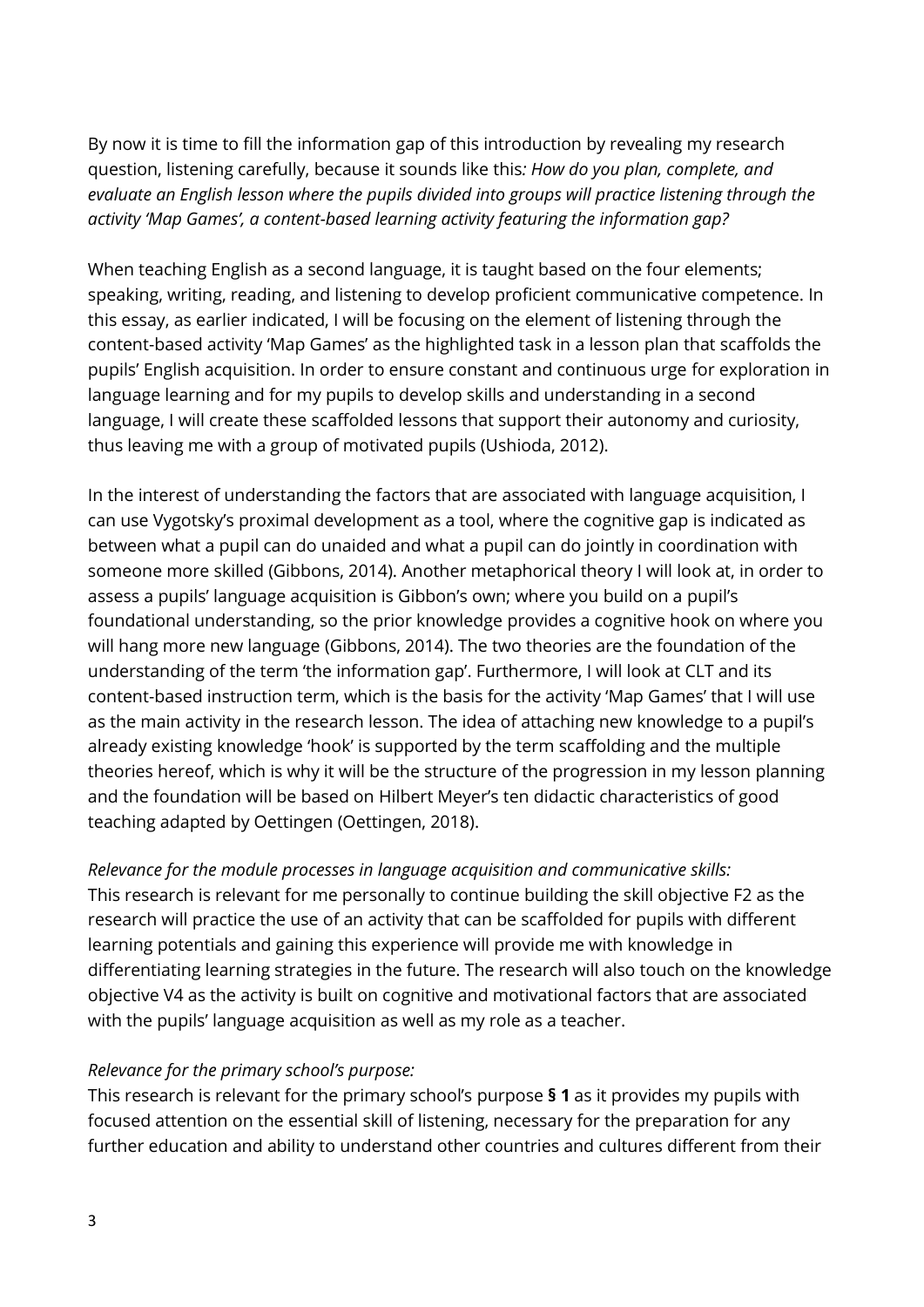By now it is time to fill the information gap of this introduction by revealing my research question, listening carefully, because it sounds like this*: How do you plan, complete, and evaluate an English lesson where the pupils divided into groups will practice listening through the activity 'Map Games', a content-based learning activity featuring the information gap?*

When teaching English as a second language, it is taught based on the four elements; speaking, writing, reading, and listening to develop proficient communicative competence. In this essay, as earlier indicated, I will be focusing on the element of listening through the content-based activity 'Map Games' as the highlighted task in a lesson plan that scaffolds the pupils' English acquisition. In order to ensure constant and continuous urge for exploration in language learning and for my pupils to develop skills and understanding in a second language, I will create these scaffolded lessons that support their autonomy and curiosity, thus leaving me with a group of motivated pupils (Ushioda, 2012).

In the interest of understanding the factors that are associated with language acquisition, I can use Vygotsky's proximal development as a tool, where the cognitive gap is indicated as between what a pupil can do unaided and what a pupil can do jointly in coordination with someone more skilled (Gibbons, 2014). Another metaphorical theory I will look at, in order to assess a pupils' language acquisition is Gibbon's own; where you build on a pupil's foundational understanding, so the prior knowledge provides a cognitive hook on where you will hang more new language (Gibbons, 2014). The two theories are the foundation of the understanding of the term 'the information gap'. Furthermore, I will look at CLT and its content-based instruction term, which is the basis for the activity 'Map Games' that I will use as the main activity in the research lesson. The idea of attaching new knowledge to a pupil's already existing knowledge 'hook' is supported by the term scaffolding and the multiple theories hereof, which is why it will be the structure of the progression in my lesson planning and the foundation will be based on Hilbert Meyer's ten didactic characteristics of good teaching adapted by Oettingen (Oettingen, 2018).

*Relevance for the module processes in language acquisition and communicative skills:*
This research is relevant for me personally to continue building the skill objective F2 as the research will practice the use of an activity that can be scaffolded for pupils with different learning potentials and gaining this experience will provide me with knowledge in differentiating learning strategies in the future. The research will also touch on the knowledge objective V4 as the activity is built on cognitive and motivational factors that are associated with the pupils' language acquisition as well as my role as a teacher.

*Relevance for the primary school's purpose:*
This research is relevant for the primary school's purpose **§ 1** as it provides my pupils with focused attention on the essential skill of listening, necessary for the preparation for any further education and ability to understand other countries and cultures different from their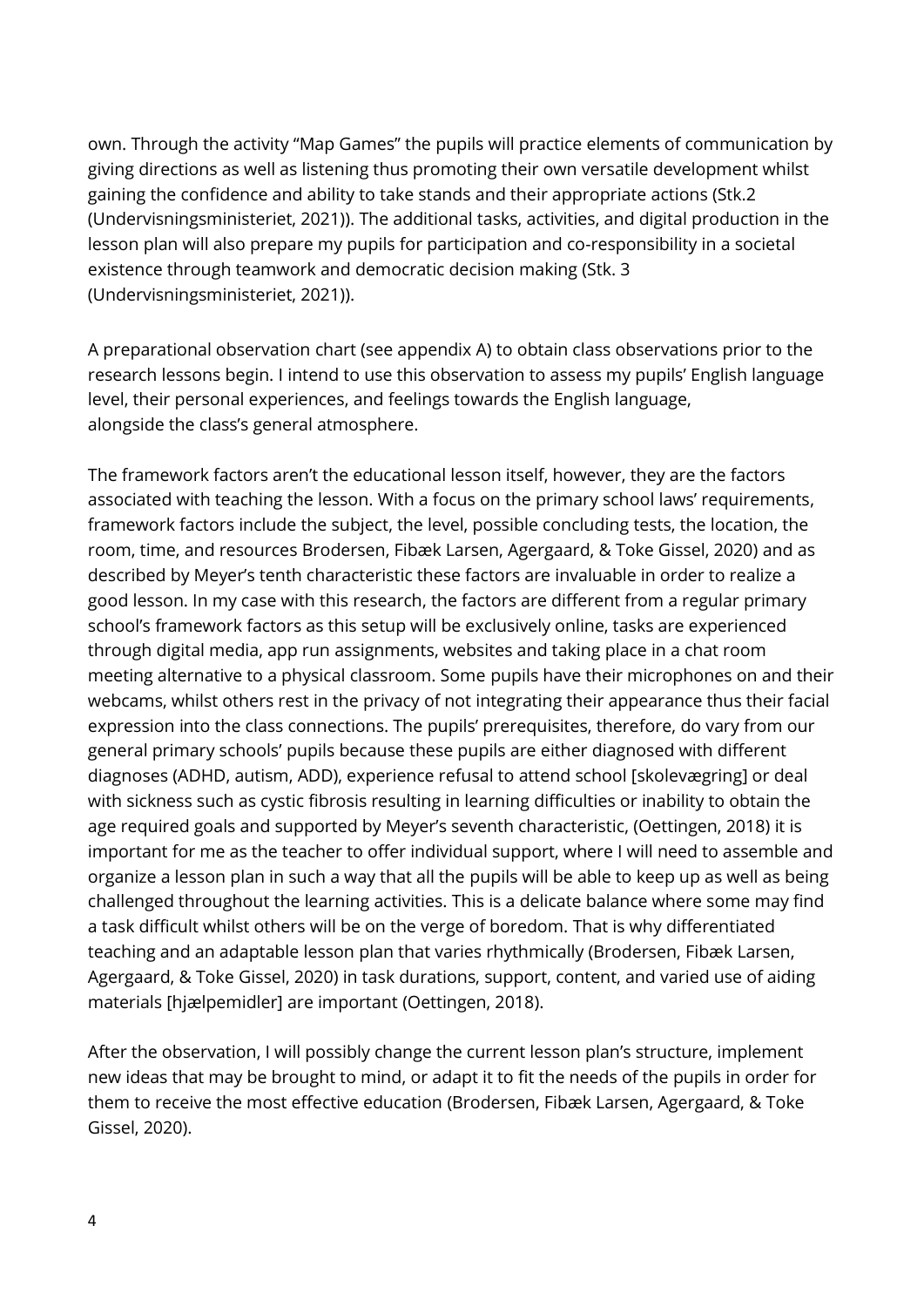own. Through the activity "Map Games" the pupils will practice elements of communication by giving directions as well as listening thus promoting their own versatile development whilst gaining the confidence and ability to take stands and their appropriate actions (Stk.2 (Undervisningsministeriet, 2021)). The additional tasks, activities, and digital production in the lesson plan will also prepare my pupils for participation and co-responsibility in a societal existence through teamwork and democratic decision making (Stk. 3 (Undervisningsministeriet, 2021)).

A preparational observation chart (see appendix A) to obtain class observations prior to the research lessons begin. I intend to use this observation to assess my pupils' English language level, their personal experiences, and feelings towards the English language, alongside the class's general atmosphere.

The framework factors aren't the educational lesson itself, however, they are the factors associated with teaching the lesson. With a focus on the primary school laws' requirements, framework factors include the subject, the level, possible concluding tests, the location, the room, time, and resources Brodersen, Fibæk Larsen, Agergaard, & Toke Gissel, 2020) and as described by Meyer's tenth characteristic these factors are invaluable in order to realize a good lesson. In my case with this research, the factors are different from a regular primary school's framework factors as this setup will be exclusively online, tasks are experienced through digital media, app run assignments, websites and taking place in a chat room meeting alternative to a physical classroom. Some pupils have their microphones on and their webcams, whilst others rest in the privacy of not integrating their appearance thus their facial expression into the class connections. The pupils' prerequisites, therefore, do vary from our general primary schools' pupils because these pupils are either diagnosed with different diagnoses (ADHD, autism, ADD), experience refusal to attend school [skolevægring] or deal with sickness such as cystic fibrosis resulting in learning difficulties or inability to obtain the age required goals and supported by Meyer's seventh characteristic, (Oettingen, 2018) it is important for me as the teacher to offer individual support, where I will need to assemble and organize a lesson plan in such a way that all the pupils will be able to keep up as well as being challenged throughout the learning activities. This is a delicate balance where some may find a task difficult whilst others will be on the verge of boredom. That is why differentiated teaching and an adaptable lesson plan that varies rhythmically (Brodersen, Fibæk Larsen, Agergaard, & Toke Gissel, 2020) in task durations, support, content, and varied use of aiding materials [hjælpemidler] are important (Oettingen, 2018).

After the observation, I will possibly change the current lesson plan's structure, implement new ideas that may be brought to mind, or adapt it to fit the needs of the pupils in order for them to receive the most effective education (Brodersen, Fibæk Larsen, Agergaard, & Toke Gissel, 2020).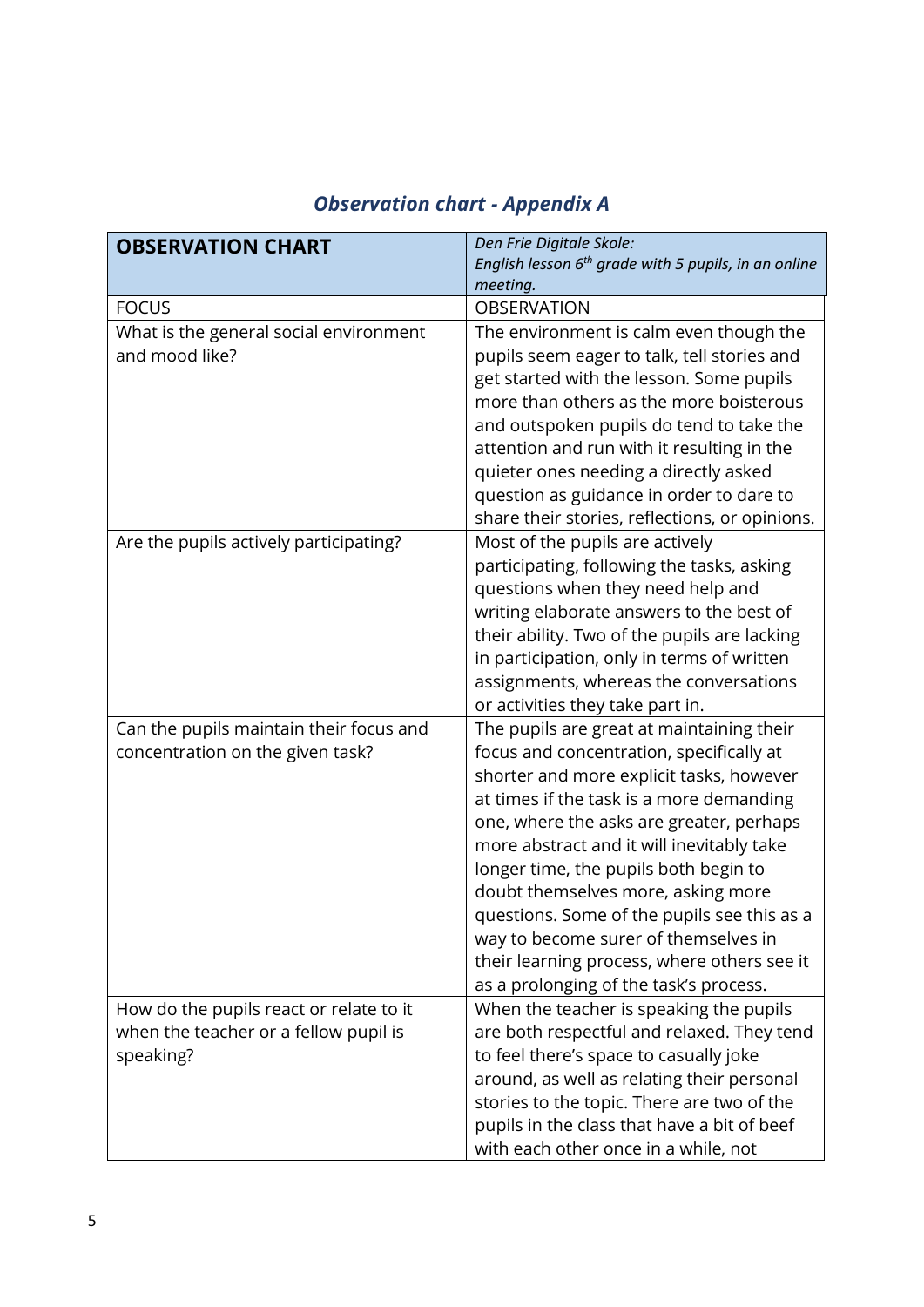## *Observation chart - Appendix A*

| **OBSERVATION CHART** | *Den Frie Digitale Skole: English lesson 6$^{th}$ grade with 5 pupils, in an online meeting.* |
|---|---|
| FOCUS | OBSERVATION |
| What is the general social environment and mood like? | The environment is calm even though the pupils seem eager to talk, tell stories and get started with the lesson. Some pupils more than others as the more boisterous and outspoken pupils do tend to take the attention and run with it resulting in the quieter ones needing a directly asked question as guidance in order to dare to share their stories, reflections, or opinions. |
| Are the pupils actively participating? | Most of the pupils are actively participating, following the tasks, asking questions when they need help and writing elaborate answers to the best of their ability. Two of the pupils are lacking in participation, only in terms of written assignments, whereas the conversations or activities they take part in. |
| Can the pupils maintain their focus and concentration on the given task? | The pupils are great at maintaining their focus and concentration, specifically at shorter and more explicit tasks, however at times if the task is a more demanding one, where the asks are greater, perhaps more abstract and it will inevitably take longer time, the pupils both begin to doubt themselves more, asking more questions. Some of the pupils see this as a way to become surer of themselves in their learning process, where others see it as a prolonging of the task's process. |
| How do the pupils react or relate to it when the teacher or a fellow pupil is speaking? | When the teacher is speaking the pupils are both respectful and relaxed. They tend to feel there's space to casually joke around, as well as relating their personal stories to the topic. There are two of the pupils in the class that have a bit of beef with each other once in a while, not |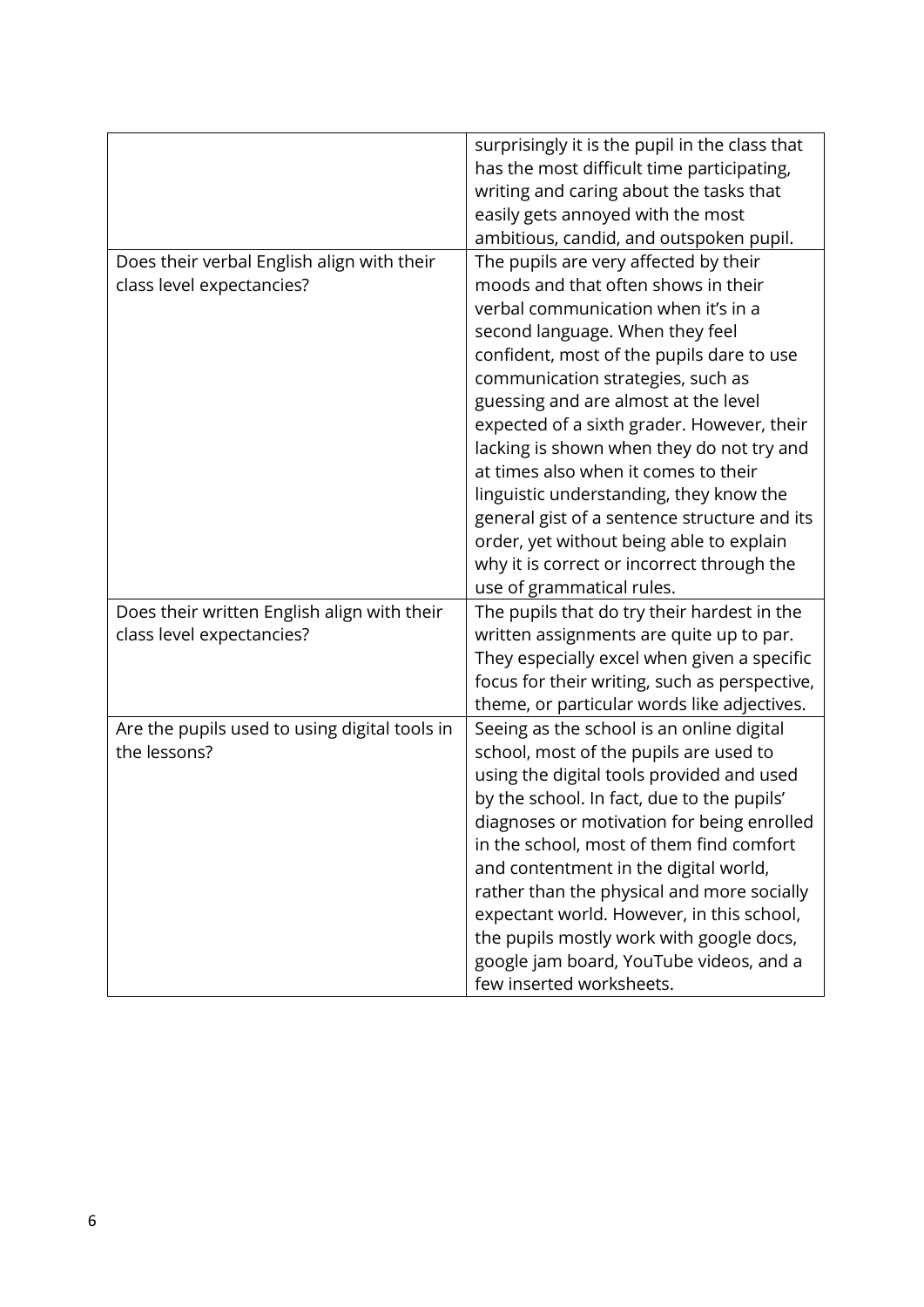| | |
|---|---|
| | surprisingly it is the pupil in the class that has the most difficult time participating, writing and caring about the tasks that easily gets annoyed with the most ambitious, candid, and outspoken pupil. |
| Does their verbal English align with their class level expectancies? | The pupils are very affected by their moods and that often shows in their verbal communication when it's in a second language. When they feel confident, most of the pupils dare to use communication strategies, such as guessing and are almost at the level expected of a sixth grader. However, their lacking is shown when they do not try and at times also when it comes to their linguistic understanding, they know the general gist of a sentence structure and its order, yet without being able to explain why it is correct or incorrect through the use of grammatical rules. |
| Does their written English align with their class level expectancies? | The pupils that do try their hardest in the written assignments are quite up to par. They especially excel when given a specific focus for their writing, such as perspective, theme, or particular words like adjectives. |
| Are the pupils used to using digital tools in the lessons? | Seeing as the school is an online digital school, most of the pupils are used to using the digital tools provided and used by the school. In fact, due to the pupils' diagnoses or motivation for being enrolled in the school, most of them find comfort and contentment in the digital world, rather than the physical and more socially expectant world. However, in this school, the pupils mostly work with google docs, google jam board, YouTube videos, and a few inserted worksheets. |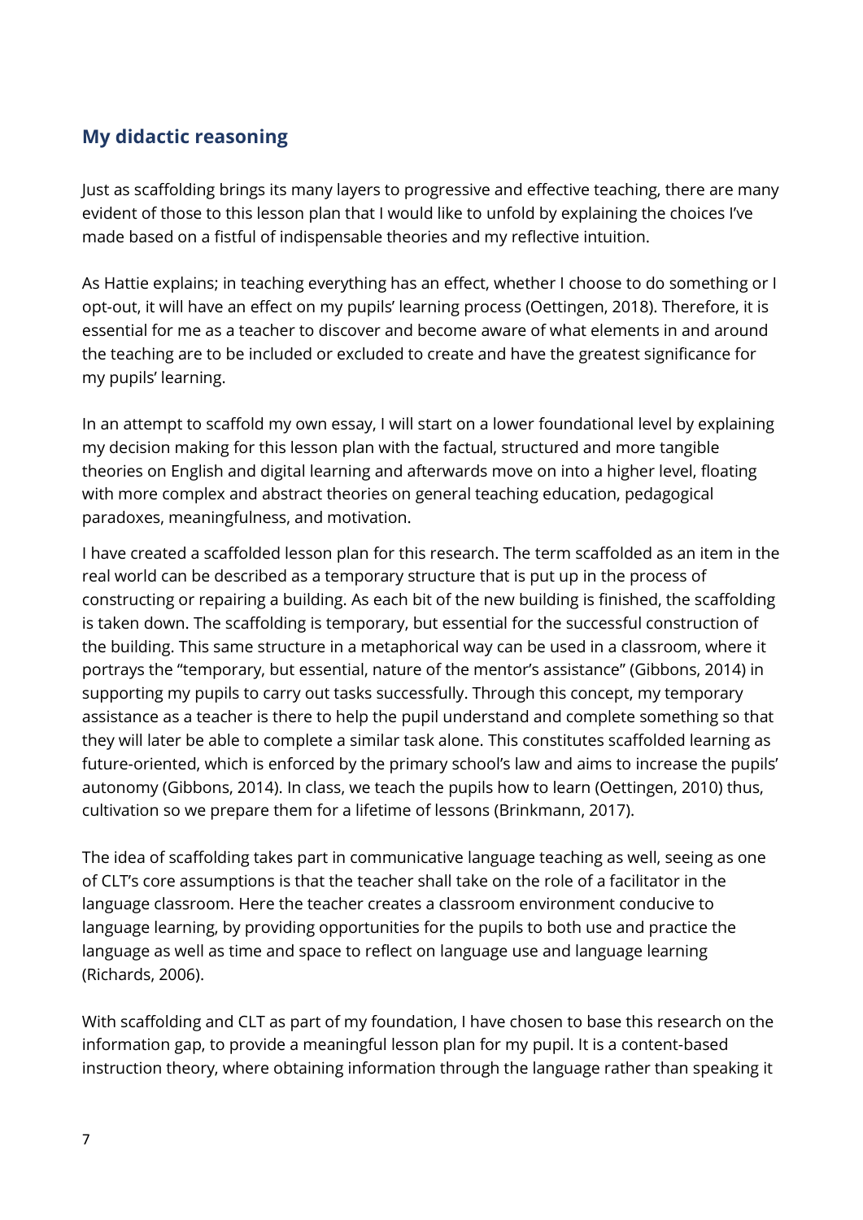## My didactic reasoning

Just as scaffolding brings its many layers to progressive and effective teaching, there are many evident of those to this lesson plan that I would like to unfold by explaining the choices I've made based on a fistful of indispensable theories and my reflective intuition.

As Hattie explains; in teaching everything has an effect, whether I choose to do something or I opt-out, it will have an effect on my pupils' learning process (Oettingen, 2018). Therefore, it is essential for me as a teacher to discover and become aware of what elements in and around the teaching are to be included or excluded to create and have the greatest significance for my pupils' learning.

In an attempt to scaffold my own essay, I will start on a lower foundational level by explaining my decision making for this lesson plan with the factual, structured and more tangible theories on English and digital learning and afterwards move on into a higher level, floating with more complex and abstract theories on general teaching education, pedagogical paradoxes, meaningfulness, and motivation.

I have created a scaffolded lesson plan for this research. The term scaffolded as an item in the real world can be described as a temporary structure that is put up in the process of constructing or repairing a building. As each bit of the new building is finished, the scaffolding is taken down. The scaffolding is temporary, but essential for the successful construction of the building. This same structure in a metaphorical way can be used in a classroom, where it portrays the "temporary, but essential, nature of the mentor's assistance" (Gibbons, 2014) in supporting my pupils to carry out tasks successfully. Through this concept, my temporary assistance as a teacher is there to help the pupil understand and complete something so that they will later be able to complete a similar task alone. This constitutes scaffolded learning as future-oriented, which is enforced by the primary school's law and aims to increase the pupils' autonomy (Gibbons, 2014). In class, we teach the pupils how to learn (Oettingen, 2010) thus, cultivation so we prepare them for a lifetime of lessons (Brinkmann, 2017).

The idea of scaffolding takes part in communicative language teaching as well, seeing as one of CLT's core assumptions is that the teacher shall take on the role of a facilitator in the language classroom. Here the teacher creates a classroom environment conducive to language learning, by providing opportunities for the pupils to both use and practice the language as well as time and space to reflect on language use and language learning (Richards, 2006).

With scaffolding and CLT as part of my foundation, I have chosen to base this research on the information gap, to provide a meaningful lesson plan for my pupil. It is a content-based instruction theory, where obtaining information through the language rather than speaking it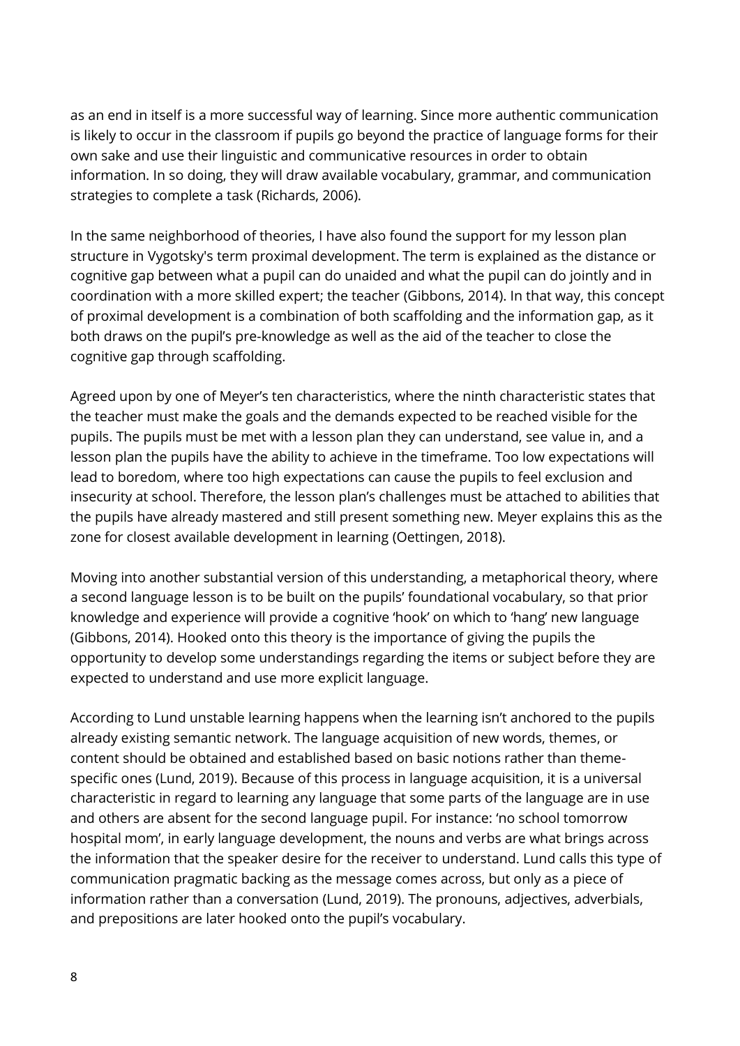as an end in itself is a more successful way of learning. Since more authentic communication is likely to occur in the classroom if pupils go beyond the practice of language forms for their own sake and use their linguistic and communicative resources in order to obtain information. In so doing, they will draw available vocabulary, grammar, and communication strategies to complete a task (Richards, 2006).

In the same neighborhood of theories, I have also found the support for my lesson plan structure in Vygotsky's term proximal development. The term is explained as the distance or cognitive gap between what a pupil can do unaided and what the pupil can do jointly and in coordination with a more skilled expert; the teacher (Gibbons, 2014). In that way, this concept of proximal development is a combination of both scaffolding and the information gap, as it both draws on the pupil's pre-knowledge as well as the aid of the teacher to close the cognitive gap through scaffolding.

Agreed upon by one of Meyer's ten characteristics, where the ninth characteristic states that the teacher must make the goals and the demands expected to be reached visible for the pupils. The pupils must be met with a lesson plan they can understand, see value in, and a lesson plan the pupils have the ability to achieve in the timeframe. Too low expectations will lead to boredom, where too high expectations can cause the pupils to feel exclusion and insecurity at school. Therefore, the lesson plan's challenges must be attached to abilities that the pupils have already mastered and still present something new. Meyer explains this as the zone for closest available development in learning (Oettingen, 2018).

Moving into another substantial version of this understanding, a metaphorical theory, where a second language lesson is to be built on the pupils' foundational vocabulary, so that prior knowledge and experience will provide a cognitive 'hook' on which to 'hang' new language (Gibbons, 2014). Hooked onto this theory is the importance of giving the pupils the opportunity to develop some understandings regarding the items or subject before they are expected to understand and use more explicit language.

According to Lund unstable learning happens when the learning isn't anchored to the pupils already existing semantic network. The language acquisition of new words, themes, or content should be obtained and established based on basic notions rather than theme-specific ones (Lund, 2019). Because of this process in language acquisition, it is a universal characteristic in regard to learning any language that some parts of the language are in use and others are absent for the second language pupil. For instance: 'no school tomorrow hospital mom', in early language development, the nouns and verbs are what brings across the information that the speaker desire for the receiver to understand. Lund calls this type of communication pragmatic backing as the message comes across, but only as a piece of information rather than a conversation (Lund, 2019). The pronouns, adjectives, adverbials, and prepositions are later hooked onto the pupil's vocabulary.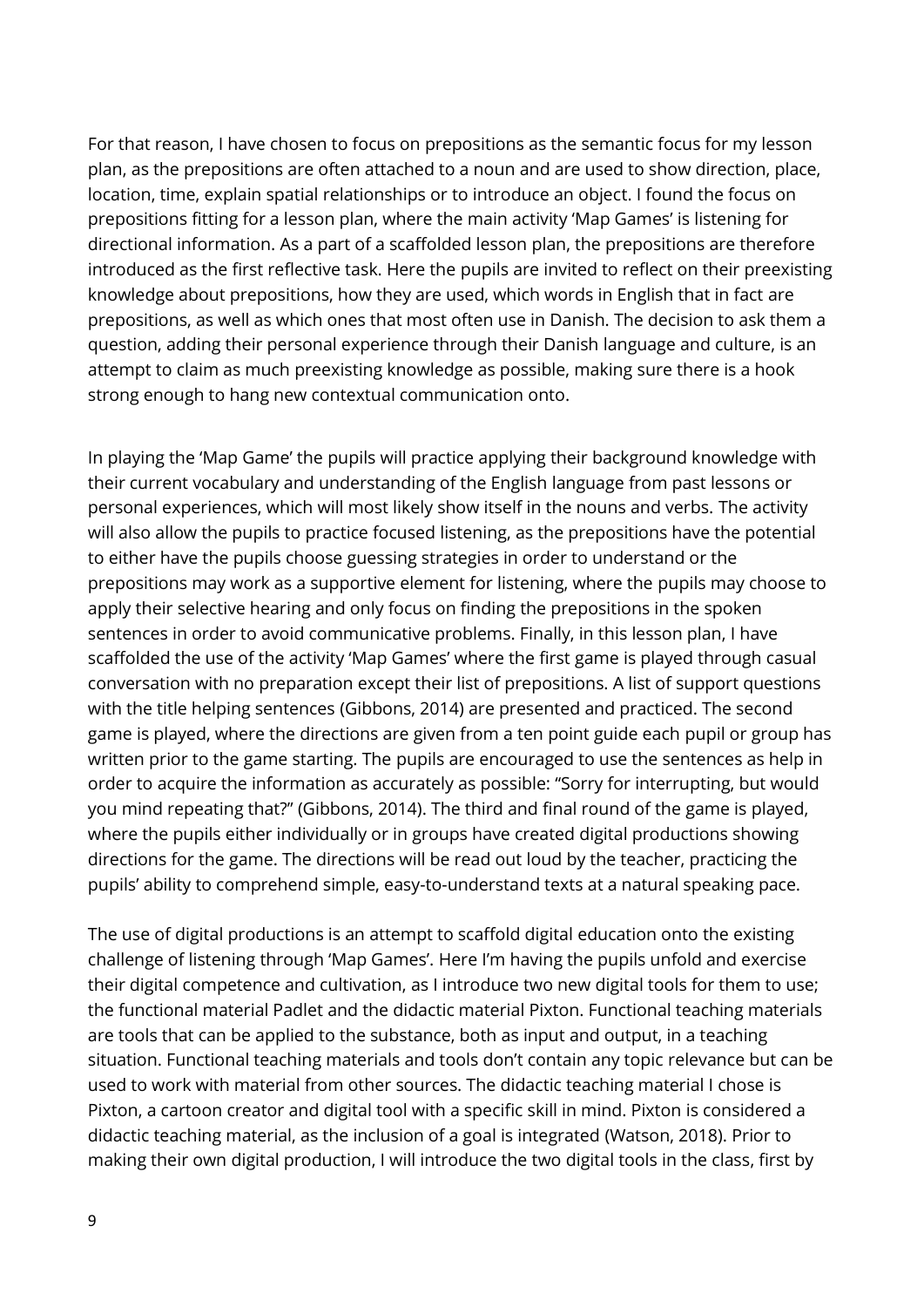For that reason, I have chosen to focus on prepositions as the semantic focus for my lesson plan, as the prepositions are often attached to a noun and are used to show direction, place, location, time, explain spatial relationships or to introduce an object. I found the focus on prepositions fitting for a lesson plan, where the main activity 'Map Games' is listening for directional information. As a part of a scaffolded lesson plan, the prepositions are therefore introduced as the first reflective task. Here the pupils are invited to reflect on their preexisting knowledge about prepositions, how they are used, which words in English that in fact are prepositions, as well as which ones that most often use in Danish. The decision to ask them a question, adding their personal experience through their Danish language and culture, is an attempt to claim as much preexisting knowledge as possible, making sure there is a hook strong enough to hang new contextual communication onto.

In playing the 'Map Game' the pupils will practice applying their background knowledge with their current vocabulary and understanding of the English language from past lessons or personal experiences, which will most likely show itself in the nouns and verbs. The activity will also allow the pupils to practice focused listening, as the prepositions have the potential to either have the pupils choose guessing strategies in order to understand or the prepositions may work as a supportive element for listening, where the pupils may choose to apply their selective hearing and only focus on finding the prepositions in the spoken sentences in order to avoid communicative problems. Finally, in this lesson plan, I have scaffolded the use of the activity 'Map Games' where the first game is played through casual conversation with no preparation except their list of prepositions. A list of support questions with the title helping sentences (Gibbons, 2014) are presented and practiced. The second game is played, where the directions are given from a ten point guide each pupil or group has written prior to the game starting. The pupils are encouraged to use the sentences as help in order to acquire the information as accurately as possible: "Sorry for interrupting, but would you mind repeating that?" (Gibbons, 2014). The third and final round of the game is played, where the pupils either individually or in groups have created digital productions showing directions for the game. The directions will be read out loud by the teacher, practicing the pupils' ability to comprehend simple, easy-to-understand texts at a natural speaking pace.

The use of digital productions is an attempt to scaffold digital education onto the existing challenge of listening through 'Map Games'. Here I'm having the pupils unfold and exercise their digital competence and cultivation, as I introduce two new digital tools for them to use; the functional material Padlet and the didactic material Pixton. Functional teaching materials are tools that can be applied to the substance, both as input and output, in a teaching situation. Functional teaching materials and tools don't contain any topic relevance but can be used to work with material from other sources. The didactic teaching material I chose is Pixton, a cartoon creator and digital tool with a specific skill in mind. Pixton is considered a didactic teaching material, as the inclusion of a goal is integrated (Watson, 2018). Prior to making their own digital production, I will introduce the two digital tools in the class, first by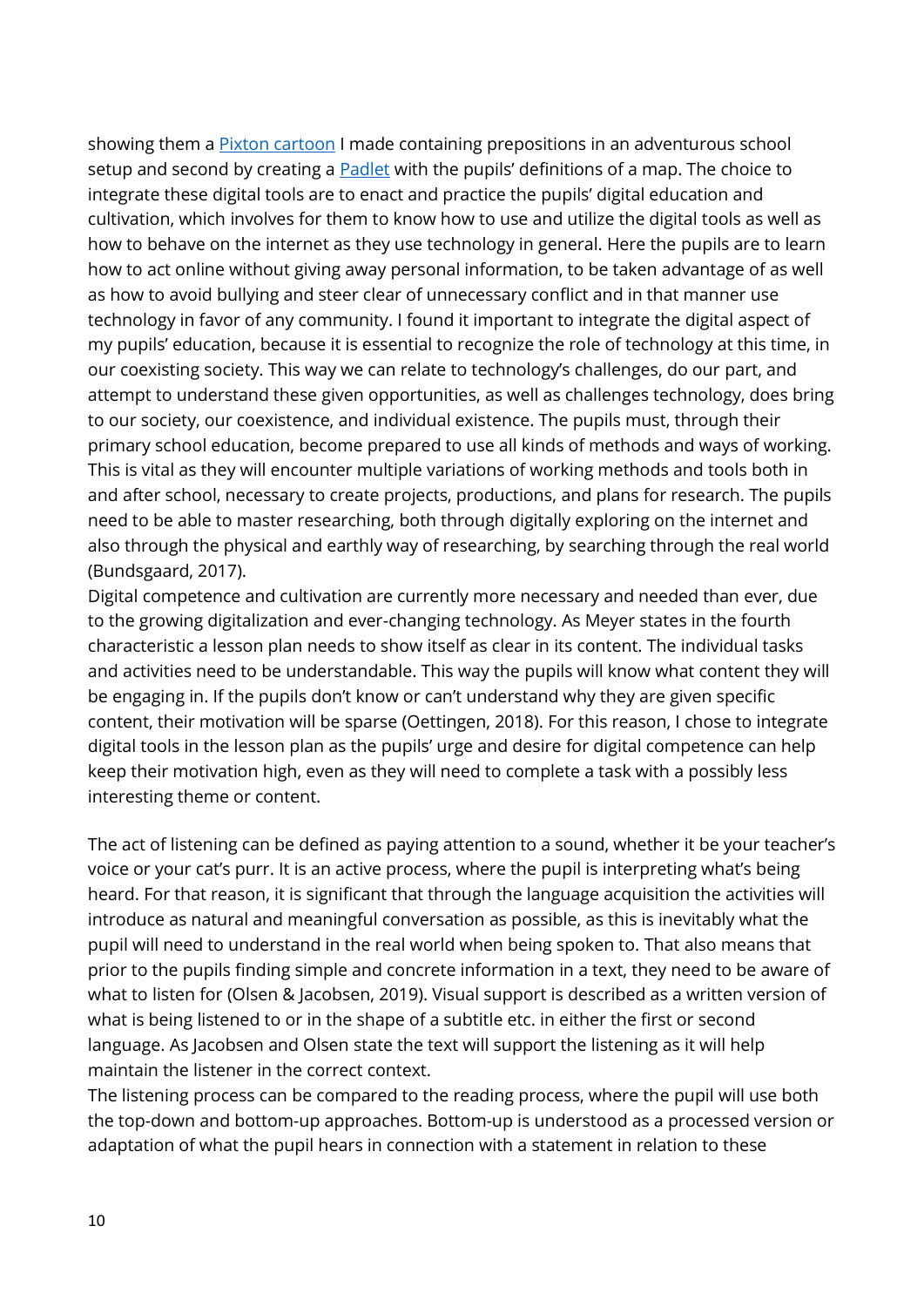showing them a Pixton cartoon I made containing prepositions in an adventurous school setup and second by creating a Padlet with the pupils' definitions of a map. The choice to integrate these digital tools are to enact and practice the pupils' digital education and cultivation, which involves for them to know how to use and utilize the digital tools as well as how to behave on the internet as they use technology in general. Here the pupils are to learn how to act online without giving away personal information, to be taken advantage of as well as how to avoid bullying and steer clear of unnecessary conflict and in that manner use technology in favor of any community. I found it important to integrate the digital aspect of my pupils' education, because it is essential to recognize the role of technology at this time, in our coexisting society. This way we can relate to technology's challenges, do our part, and attempt to understand these given opportunities, as well as challenges technology, does bring to our society, our coexistence, and individual existence. The pupils must, through their primary school education, become prepared to use all kinds of methods and ways of working. This is vital as they will encounter multiple variations of working methods and tools both in and after school, necessary to create projects, productions, and plans for research. The pupils need to be able to master researching, both through digitally exploring on the internet and also through the physical and earthly way of researching, by searching through the real world (Bundsgaard, 2017).
Digital competence and cultivation are currently more necessary and needed than ever, due to the growing digitalization and ever-changing technology. As Meyer states in the fourth characteristic a lesson plan needs to show itself as clear in its content. The individual tasks and activities need to be understandable. This way the pupils will know what content they will be engaging in. If the pupils don't know or can't understand why they are given specific content, their motivation will be sparse (Oettingen, 2018). For this reason, I chose to integrate digital tools in the lesson plan as the pupils' urge and desire for digital competence can help keep their motivation high, even as they will need to complete a task with a possibly less interesting theme or content.

The act of listening can be defined as paying attention to a sound, whether it be your teacher's voice or your cat's purr. It is an active process, where the pupil is interpreting what's being heard. For that reason, it is significant that through the language acquisition the activities will introduce as natural and meaningful conversation as possible, as this is inevitably what the pupil will need to understand in the real world when being spoken to. That also means that prior to the pupils finding simple and concrete information in a text, they need to be aware of what to listen for (Olsen & Jacobsen, 2019). Visual support is described as a written version of what is being listened to or in the shape of a subtitle etc. in either the first or second language. As Jacobsen and Olsen state the text will support the listening as it will help maintain the listener in the correct context.
The listening process can be compared to the reading process, where the pupil will use both the top-down and bottom-up approaches. Bottom-up is understood as a processed version or adaptation of what the pupil hears in connection with a statement in relation to these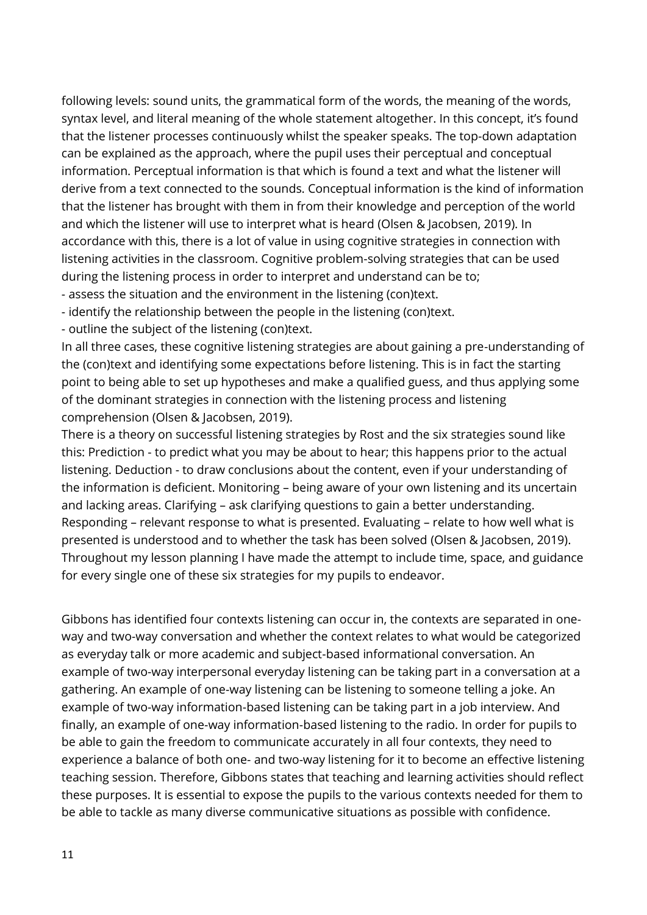following levels: sound units, the grammatical form of the words, the meaning of the words, syntax level, and literal meaning of the whole statement altogether. In this concept, it's found that the listener processes continuously whilst the speaker speaks. The top-down adaptation can be explained as the approach, where the pupil uses their perceptual and conceptual information. Perceptual information is that which is found a text and what the listener will derive from a text connected to the sounds. Conceptual information is the kind of information that the listener has brought with them in from their knowledge and perception of the world and which the listener will use to interpret what is heard (Olsen & Jacobsen, 2019). In accordance with this, there is a lot of value in using cognitive strategies in connection with listening activities in the classroom. Cognitive problem-solving strategies that can be used during the listening process in order to interpret and understand can be to;

- assess the situation and the environment in the listening (con)text.
- identify the relationship between the people in the listening (con)text.
- outline the subject of the listening (con)text.

In all three cases, these cognitive listening strategies are about gaining a pre-understanding of the (con)text and identifying some expectations before listening. This is in fact the starting point to being able to set up hypotheses and make a qualified guess, and thus applying some of the dominant strategies in connection with the listening process and listening comprehension (Olsen & Jacobsen, 2019).

There is a theory on successful listening strategies by Rost and the six strategies sound like this: Prediction - to predict what you may be about to hear; this happens prior to the actual listening. Deduction - to draw conclusions about the content, even if your understanding of the information is deficient. Monitoring – being aware of your own listening and its uncertain and lacking areas. Clarifying – ask clarifying questions to gain a better understanding. Responding – relevant response to what is presented. Evaluating – relate to how well what is presented is understood and to whether the task has been solved (Olsen & Jacobsen, 2019). Throughout my lesson planning I have made the attempt to include time, space, and guidance for every single one of these six strategies for my pupils to endeavor.

Gibbons has identified four contexts listening can occur in, the contexts are separated in one-way and two-way conversation and whether the context relates to what would be categorized as everyday talk or more academic and subject-based informational conversation. An example of two-way interpersonal everyday listening can be taking part in a conversation at a gathering. An example of one-way listening can be listening to someone telling a joke. An example of two-way information-based listening can be taking part in a job interview. And finally, an example of one-way information-based listening to the radio. In order for pupils to be able to gain the freedom to communicate accurately in all four contexts, they need to experience a balance of both one- and two-way listening for it to become an effective listening teaching session. Therefore, Gibbons states that teaching and learning activities should reflect these purposes. It is essential to expose the pupils to the various contexts needed for them to be able to tackle as many diverse communicative situations as possible with confidence.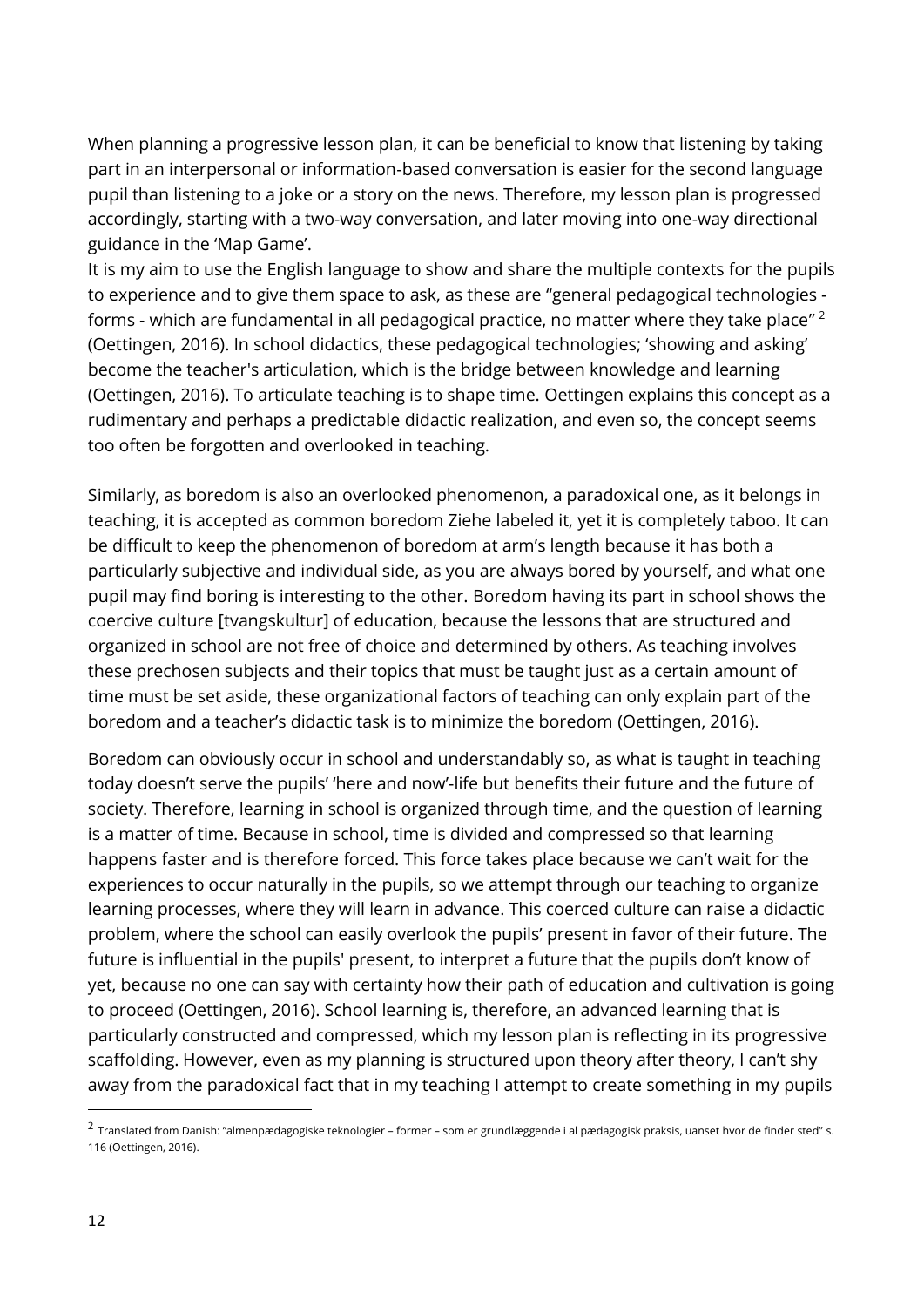When planning a progressive lesson plan, it can be beneficial to know that listening by taking part in an interpersonal or information-based conversation is easier for the second language pupil than listening to a joke or a story on the news. Therefore, my lesson plan is progressed accordingly, starting with a two-way conversation, and later moving into one-way directional guidance in the 'Map Game'.

It is my aim to use the English language to show and share the multiple contexts for the pupils to experience and to give them space to ask, as these are "general pedagogical technologies - forms - which are fundamental in all pedagogical practice, no matter where they take place" [2] (Oettingen, 2016). In school didactics, these pedagogical technologies; 'showing and asking' become the teacher's articulation, which is the bridge between knowledge and learning (Oettingen, 2016). To articulate teaching is to shape time. Oettingen explains this concept as a rudimentary and perhaps a predictable didactic realization, and even so, the concept seems too often be forgotten and overlooked in teaching.

Similarly, as boredom is also an overlooked phenomenon, a paradoxical one, as it belongs in teaching, it is accepted as common boredom Ziehe labeled it, yet it is completely taboo. It can be difficult to keep the phenomenon of boredom at arm's length because it has both a particularly subjective and individual side, as you are always bored by yourself, and what one pupil may find boring is interesting to the other. Boredom having its part in school shows the coercive culture [tvangskultur] of education, because the lessons that are structured and organized in school are not free of choice and determined by others. As teaching involves these prechosen subjects and their topics that must be taught just as a certain amount of time must be set aside, these organizational factors of teaching can only explain part of the boredom and a teacher's didactic task is to minimize the boredom (Oettingen, 2016).

Boredom can obviously occur in school and understandably so, as what is taught in teaching today doesn't serve the pupils' 'here and now'-life but benefits their future and the future of society. Therefore, learning in school is organized through time, and the question of learning is a matter of time. Because in school, time is divided and compressed so that learning happens faster and is therefore forced. This force takes place because we can't wait for the experiences to occur naturally in the pupils, so we attempt through our teaching to organize learning processes, where they will learn in advance. This coerced culture can raise a didactic problem, where the school can easily overlook the pupils' present in favor of their future. The future is influential in the pupils' present, to interpret a future that the pupils don't know of yet, because no one can say with certainty how their path of education and cultivation is going to proceed (Oettingen, 2016). School learning is, therefore, an advanced learning that is particularly constructed and compressed, which my lesson plan is reflecting in its progressive scaffolding. However, even as my planning is structured upon theory after theory, I can't shy away from the paradoxical fact that in my teaching I attempt to create something in my pupils

[2] Translated from Danish: "almenpædagogiske teknologier – former – som er grundlæggende i al pædagogisk praksis, uanset hvor de finder sted" s. 116 (Oettingen, 2016).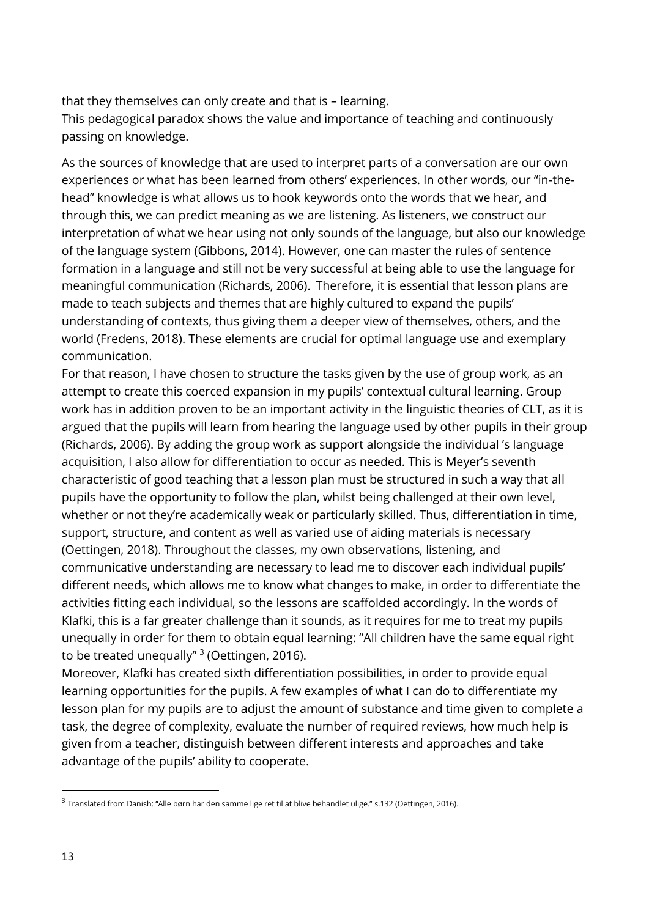that they themselves can only create and that is – learning.
This pedagogical paradox shows the value and importance of teaching and continuously passing on knowledge.

As the sources of knowledge that are used to interpret parts of a conversation are our own experiences or what has been learned from others' experiences. In other words, our "in-the-head" knowledge is what allows us to hook keywords onto the words that we hear, and through this, we can predict meaning as we are listening. As listeners, we construct our interpretation of what we hear using not only sounds of the language, but also our knowledge of the language system (Gibbons, 2014). However, one can master the rules of sentence formation in a language and still not be very successful at being able to use the language for meaningful communication (Richards, 2006). Therefore, it is essential that lesson plans are made to teach subjects and themes that are highly cultured to expand the pupils' understanding of contexts, thus giving them a deeper view of themselves, others, and the world (Fredens, 2018). These elements are crucial for optimal language use and exemplary communication.
For that reason, I have chosen to structure the tasks given by the use of group work, as an attempt to create this coerced expansion in my pupils' contextual cultural learning. Group work has in addition proven to be an important activity in the linguistic theories of CLT, as it is argued that the pupils will learn from hearing the language used by other pupils in their group (Richards, 2006). By adding the group work as support alongside the individual 's language acquisition, I also allow for differentiation to occur as needed. This is Meyer's seventh characteristic of good teaching that a lesson plan must be structured in such a way that all pupils have the opportunity to follow the plan, whilst being challenged at their own level, whether or not they're academically weak or particularly skilled. Thus, differentiation in time, support, structure, and content as well as varied use of aiding materials is necessary (Oettingen, 2018). Throughout the classes, my own observations, listening, and communicative understanding are necessary to lead me to discover each individual pupils' different needs, which allows me to know what changes to make, in order to differentiate the activities fitting each individual, so the lessons are scaffolded accordingly. In the words of Klafki, this is a far greater challenge than it sounds, as it requires for me to treat my pupils unequally in order for them to obtain equal learning: "All children have the same equal right to be treated unequally" [3] (Oettingen, 2016).
Moreover, Klafki has created sixth differentiation possibilities, in order to provide equal learning opportunities for the pupils. A few examples of what I can do to differentiate my lesson plan for my pupils are to adjust the amount of substance and time given to complete a task, the degree of complexity, evaluate the number of required reviews, how much help is given from a teacher, distinguish between different interests and approaches and take advantage of the pupils' ability to cooperate.

[3] Translated from Danish: "Alle børn har den samme lige ret til at blive behandlet ulige." s.132 (Oettingen, 2016).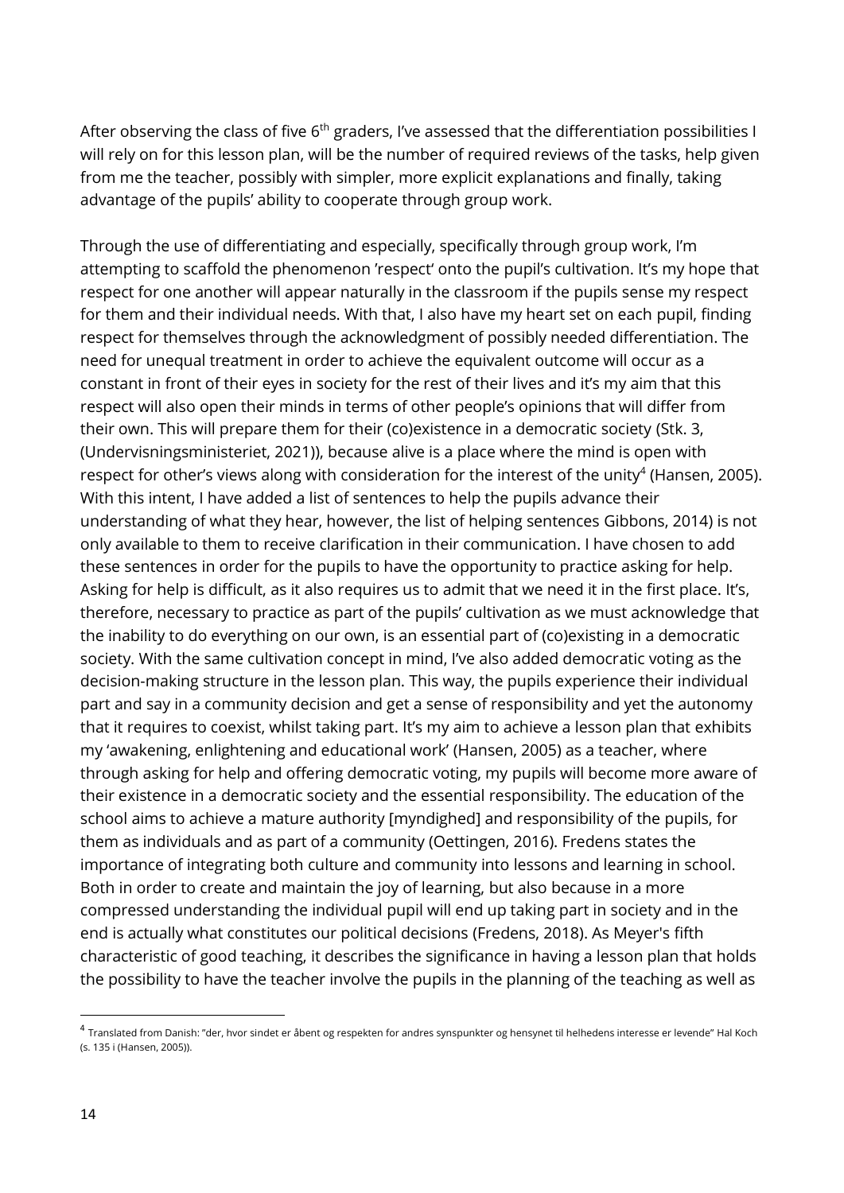After observing the class of five 6th graders, I've assessed that the differentiation possibilities I will rely on for this lesson plan, will be the number of required reviews of the tasks, help given from me the teacher, possibly with simpler, more explicit explanations and finally, taking advantage of the pupils' ability to cooperate through group work.

Through the use of differentiating and especially, specifically through group work, I'm attempting to scaffold the phenomenon 'respect' onto the pupil's cultivation. It's my hope that respect for one another will appear naturally in the classroom if the pupils sense my respect for them and their individual needs. With that, I also have my heart set on each pupil, finding respect for themselves through the acknowledgment of possibly needed differentiation. The need for unequal treatment in order to achieve the equivalent outcome will occur as a constant in front of their eyes in society for the rest of their lives and it's my aim that this respect will also open their minds in terms of other people's opinions that will differ from their own. This will prepare them for their (co)existence in a democratic society (Stk. 3, (Undervisningsministeriet, 2021)), because alive is a place where the mind is open with respect for other's views along with consideration for the interest of the unity[4] (Hansen, 2005). With this intent, I have added a list of sentences to help the pupils advance their understanding of what they hear, however, the list of helping sentences Gibbons, 2014) is not only available to them to receive clarification in their communication. I have chosen to add these sentences in order for the pupils to have the opportunity to practice asking for help. Asking for help is difficult, as it also requires us to admit that we need it in the first place. It's, therefore, necessary to practice as part of the pupils' cultivation as we must acknowledge that the inability to do everything on our own, is an essential part of (co)existing in a democratic society. With the same cultivation concept in mind, I've also added democratic voting as the decision-making structure in the lesson plan. This way, the pupils experience their individual part and say in a community decision and get a sense of responsibility and yet the autonomy that it requires to coexist, whilst taking part. It's my aim to achieve a lesson plan that exhibits my 'awakening, enlightening and educational work' (Hansen, 2005) as a teacher, where through asking for help and offering democratic voting, my pupils will become more aware of their existence in a democratic society and the essential responsibility. The education of the school aims to achieve a mature authority [myndighed] and responsibility of the pupils, for them as individuals and as part of a community (Oettingen, 2016). Fredens states the importance of integrating both culture and community into lessons and learning in school. Both in order to create and maintain the joy of learning, but also because in a more compressed understanding the individual pupil will end up taking part in society and in the end is actually what constitutes our political decisions (Fredens, 2018). As Meyer's fifth characteristic of good teaching, it describes the significance in having a lesson plan that holds the possibility to have the teacher involve the pupils in the planning of the teaching as well as

[4] Translated from Danish: "der, hvor sindet er åbent og respekten for andres synspunkter og hensynet til helhedens interesse er levende" Hal Koch (s. 135 i (Hansen, 2005)).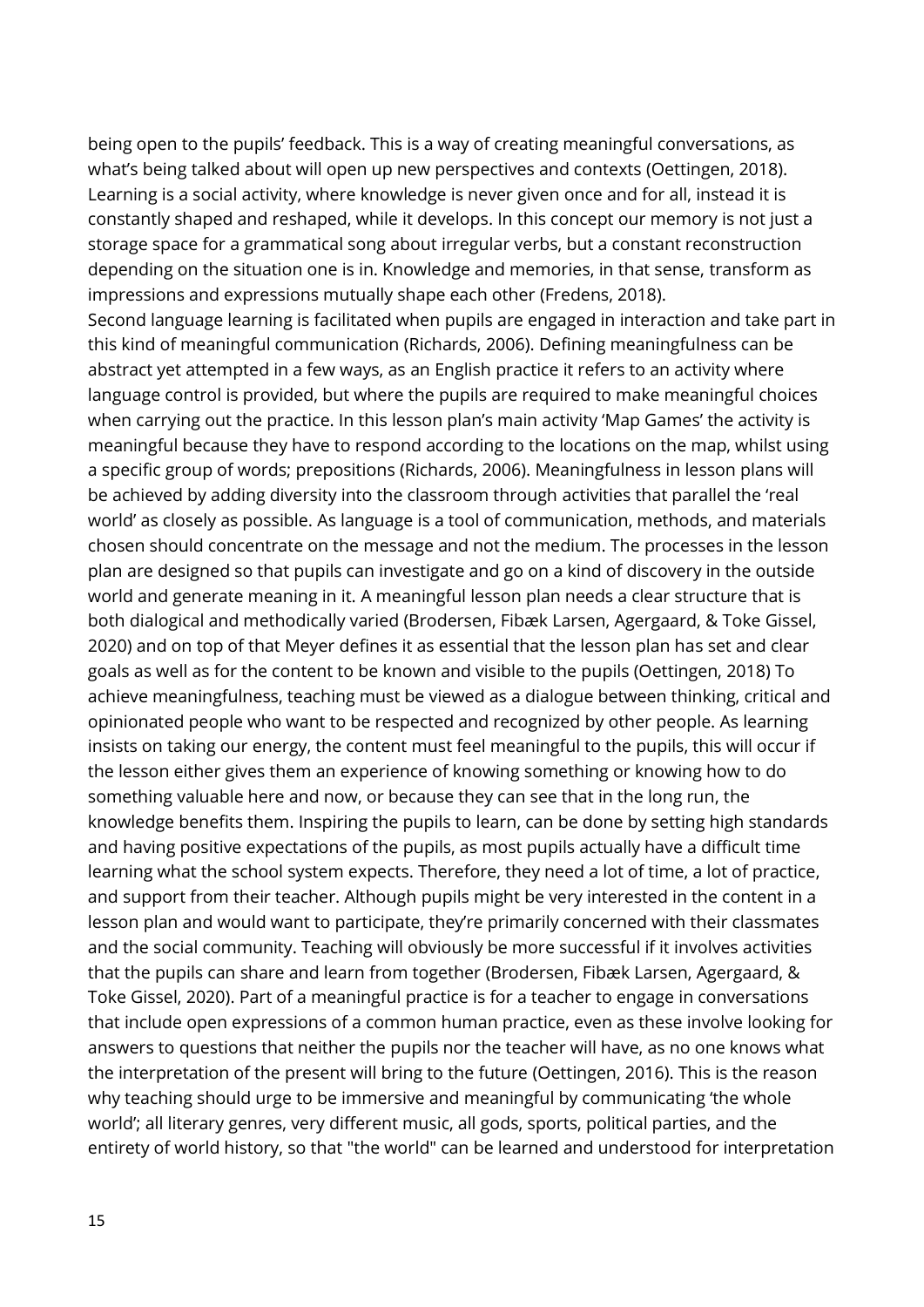being open to the pupils' feedback. This is a way of creating meaningful conversations, as what's being talked about will open up new perspectives and contexts (Oettingen, 2018). Learning is a social activity, where knowledge is never given once and for all, instead it is constantly shaped and reshaped, while it develops. In this concept our memory is not just a storage space for a grammatical song about irregular verbs, but a constant reconstruction depending on the situation one is in. Knowledge and memories, in that sense, transform as impressions and expressions mutually shape each other (Fredens, 2018).

Second language learning is facilitated when pupils are engaged in interaction and take part in this kind of meaningful communication (Richards, 2006). Defining meaningfulness can be abstract yet attempted in a few ways, as an English practice it refers to an activity where language control is provided, but where the pupils are required to make meaningful choices when carrying out the practice. In this lesson plan's main activity 'Map Games' the activity is meaningful because they have to respond according to the locations on the map, whilst using a specific group of words; prepositions (Richards, 2006). Meaningfulness in lesson plans will be achieved by adding diversity into the classroom through activities that parallel the 'real world' as closely as possible. As language is a tool of communication, methods, and materials chosen should concentrate on the message and not the medium. The processes in the lesson plan are designed so that pupils can investigate and go on a kind of discovery in the outside world and generate meaning in it. A meaningful lesson plan needs a clear structure that is both dialogical and methodically varied (Brodersen, Fibæk Larsen, Agergaard, & Toke Gissel, 2020) and on top of that Meyer defines it as essential that the lesson plan has set and clear goals as well as for the content to be known and visible to the pupils (Oettingen, 2018) To achieve meaningfulness, teaching must be viewed as a dialogue between thinking, critical and opinionated people who want to be respected and recognized by other people. As learning insists on taking our energy, the content must feel meaningful to the pupils, this will occur if the lesson either gives them an experience of knowing something or knowing how to do something valuable here and now, or because they can see that in the long run, the knowledge benefits them. Inspiring the pupils to learn, can be done by setting high standards and having positive expectations of the pupils, as most pupils actually have a difficult time learning what the school system expects. Therefore, they need a lot of time, a lot of practice, and support from their teacher. Although pupils might be very interested in the content in a lesson plan and would want to participate, they're primarily concerned with their classmates and the social community. Teaching will obviously be more successful if it involves activities that the pupils can share and learn from together (Brodersen, Fibæk Larsen, Agergaard, & Toke Gissel, 2020). Part of a meaningful practice is for a teacher to engage in conversations that include open expressions of a common human practice, even as these involve looking for answers to questions that neither the pupils nor the teacher will have, as no one knows what the interpretation of the present will bring to the future (Oettingen, 2016). This is the reason why teaching should urge to be immersive and meaningful by communicating 'the whole world'; all literary genres, very different music, all gods, sports, political parties, and the entirety of world history, so that "the world" can be learned and understood for interpretation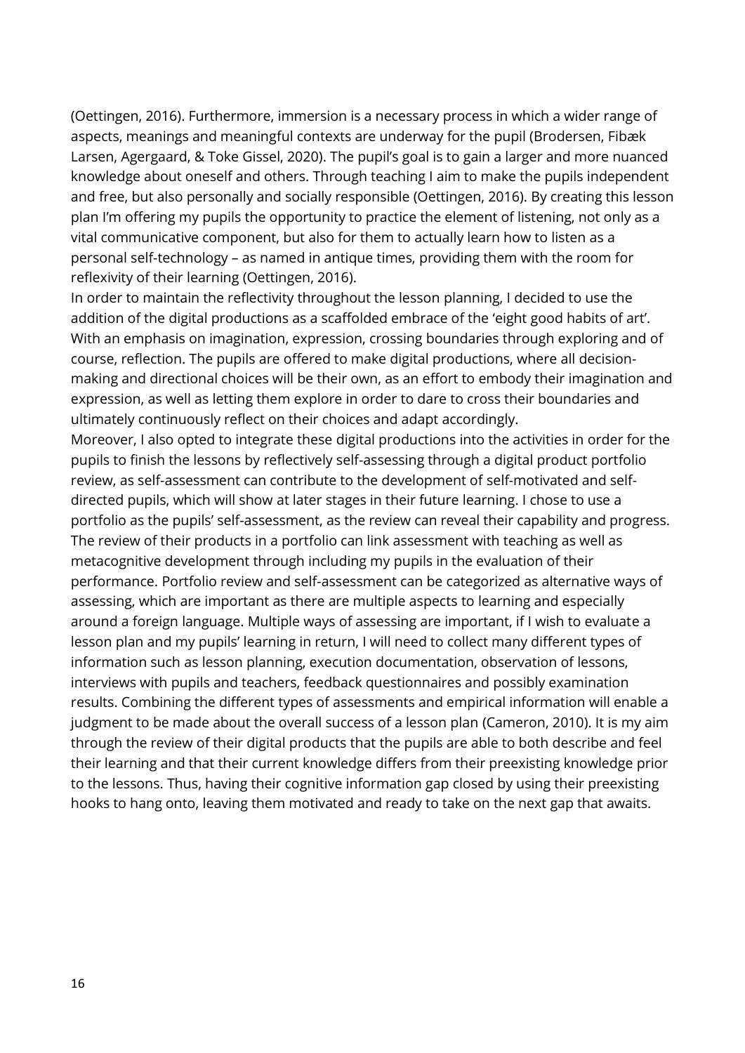(Oettingen, 2016). Furthermore, immersion is a necessary process in which a wider range of aspects, meanings and meaningful contexts are underway for the pupil (Brodersen, Fibæk Larsen, Agergaard, & Toke Gissel, 2020). The pupil's goal is to gain a larger and more nuanced knowledge about oneself and others. Through teaching I aim to make the pupils independent and free, but also personally and socially responsible (Oettingen, 2016). By creating this lesson plan I'm offering my pupils the opportunity to practice the element of listening, not only as a vital communicative component, but also for them to actually learn how to listen as a personal self-technology – as named in antique times, providing them with the room for reflexivity of their learning (Oettingen, 2016).

In order to maintain the reflectivity throughout the lesson planning, I decided to use the addition of the digital productions as a scaffolded embrace of the 'eight good habits of art'. With an emphasis on imagination, expression, crossing boundaries through exploring and of course, reflection. The pupils are offered to make digital productions, where all decision-making and directional choices will be their own, as an effort to embody their imagination and expression, as well as letting them explore in order to dare to cross their boundaries and ultimately continuously reflect on their choices and adapt accordingly.

Moreover, I also opted to integrate these digital productions into the activities in order for the pupils to finish the lessons by reflectively self-assessing through a digital product portfolio review, as self-assessment can contribute to the development of self-motivated and self-directed pupils, which will show at later stages in their future learning. I chose to use a portfolio as the pupils' self-assessment, as the review can reveal their capability and progress. The review of their products in a portfolio can link assessment with teaching as well as metacognitive development through including my pupils in the evaluation of their performance. Portfolio review and self-assessment can be categorized as alternative ways of assessing, which are important as there are multiple aspects to learning and especially around a foreign language. Multiple ways of assessing are important, if I wish to evaluate a lesson plan and my pupils' learning in return, I will need to collect many different types of information such as lesson planning, execution documentation, observation of lessons, interviews with pupils and teachers, feedback questionnaires and possibly examination results. Combining the different types of assessments and empirical information will enable a judgment to be made about the overall success of a lesson plan (Cameron, 2010). It is my aim through the review of their digital products that the pupils are able to both describe and feel their learning and that their current knowledge differs from their preexisting knowledge prior to the lessons. Thus, having their cognitive information gap closed by using their preexisting hooks to hang onto, leaving them motivated and ready to take on the next gap that awaits.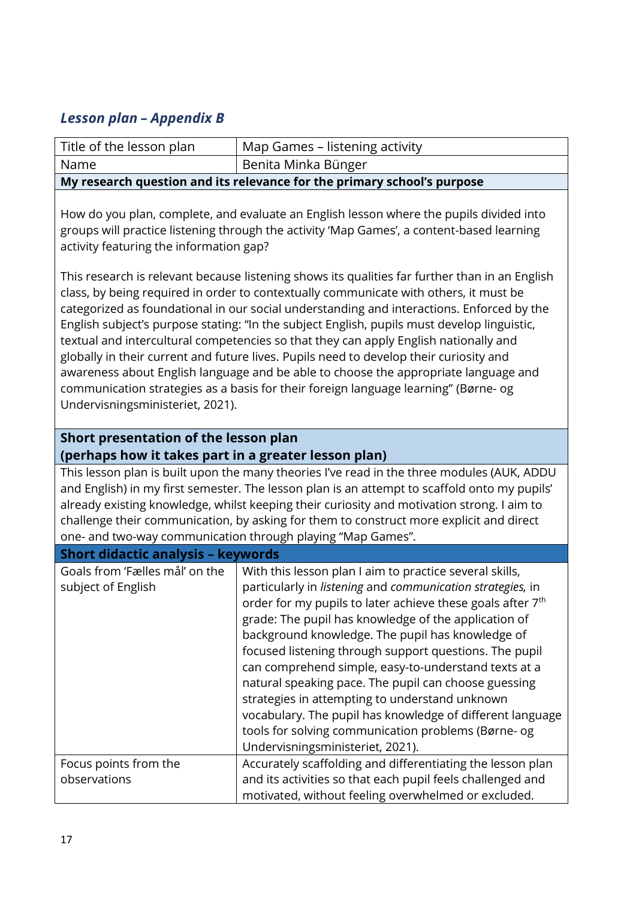## *Lesson plan – Appendix B*

| Title of the lesson plan | Map Games – listening activity |
|---|---|
| Name | Benita Minka Bünger |
| **My research question and its relevance for the primary school's purpose** | |
| How do you plan, complete, and evaluate an English lesson where the pupils divided into groups will practice listening through the activity 'Map Games', a content-based learning activity featuring the information gap?<br><br>This research is relevant because listening shows its qualities far further than in an English class, by being required in order to contextually communicate with others, it must be categorized as foundational in our social understanding and interactions. Enforced by the English subject's purpose stating: "In the subject English, pupils must develop linguistic, textual and intercultural competencies so that they can apply English nationally and globally in their current and future lives. Pupils need to develop their curiosity and awareness about English language and be able to choose the appropriate language and communication strategies as a basis for their foreign language learning" (Børne- og Undervisningsministeriet, 2021). | |
| **Short presentation of the lesson plan (perhaps how it takes part in a greater lesson plan)** | |
| This lesson plan is built upon the many theories I've read in the three modules (AUK, ADDU and English) in my first semester. The lesson plan is an attempt to scaffold onto my pupils' already existing knowledge, whilst keeping their curiosity and motivation strong. I aim to challenge their communication, by asking for them to construct more explicit and direct one- and two-way communication through playing "Map Games". | |
| **Short didactic analysis – keywords** | |
| Goals from 'Fælles mål' on the subject of English | With this lesson plan I aim to practice several skills, particularly in *listening* and *communication strategies,* in order for my pupils to later achieve these goals after 7th grade: The pupil has knowledge of the application of background knowledge. The pupil has knowledge of focused listening through support questions. The pupil can comprehend simple, easy-to-understand texts at a natural speaking pace. The pupil can choose guessing strategies in attempting to understand unknown vocabulary. The pupil has knowledge of different language tools for solving communication problems (Børne- og Undervisningsministeriet, 2021). |
| Focus points from the observations | Accurately scaffolding and differentiating the lesson plan and its activities so that each pupil feels challenged and motivated, without feeling overwhelmed or excluded. |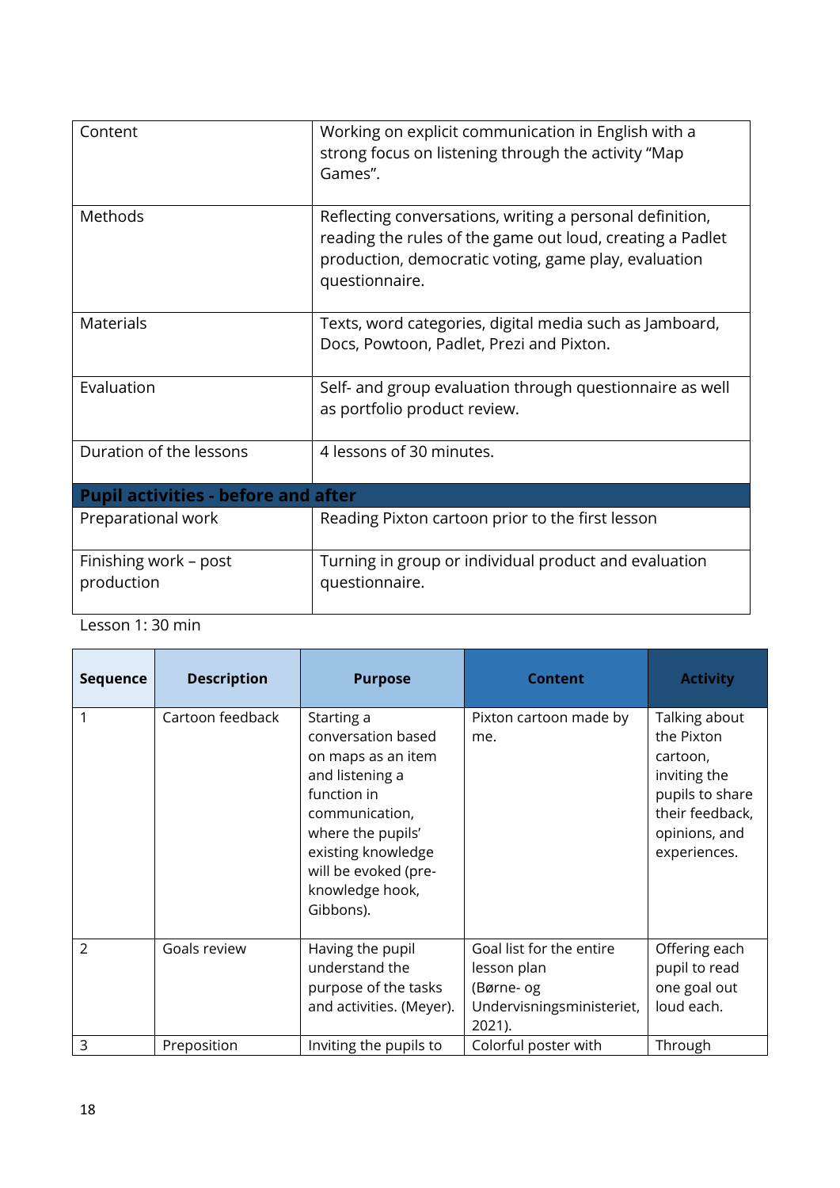| Content | Working on explicit communication in English with a strong focus on listening through the activity "Map Games". |
|---|---|
| Methods | Reflecting conversations, writing a personal definition, reading the rules of the game out loud, creating a Padlet production, democratic voting, game play, evaluation questionnaire. |
| Materials | Texts, word categories, digital media such as Jamboard, Docs, Powtoon, Padlet, Prezi and Pixton. |
| Evaluation | Self- and group evaluation through questionnaire as well as portfolio product review. |
| Duration of the lessons | 4 lessons of 30 minutes. |
| **Pupil activities - before and after** | |
| Preparational work | Reading Pixton cartoon prior to the first lesson |
| Finishing work – post production | Turning in group or individual product and evaluation questionnaire. |

Lesson 1: 30 min

| Sequence | Description | Purpose | Content | Activity |
|---|---|---|---|---|
| 1 | Cartoon feedback | Starting a conversation based on maps as an item and listening a function in communication, where the pupils' existing knowledge will be evoked (pre-knowledge hook, Gibbons). | Pixton cartoon made by me. | Talking about the Pixton cartoon, inviting the pupils to share their feedback, opinions, and experiences. |
| 2 | Goals review | Having the pupil understand the purpose of the tasks and activities. (Meyer). | Goal list for the entire lesson plan (Børne- og Undervisningsministeriet, 2021). | Offering each pupil to read one goal out loud each. |
| 3 | Preposition | Inviting the pupils to | Colorful poster with | Through |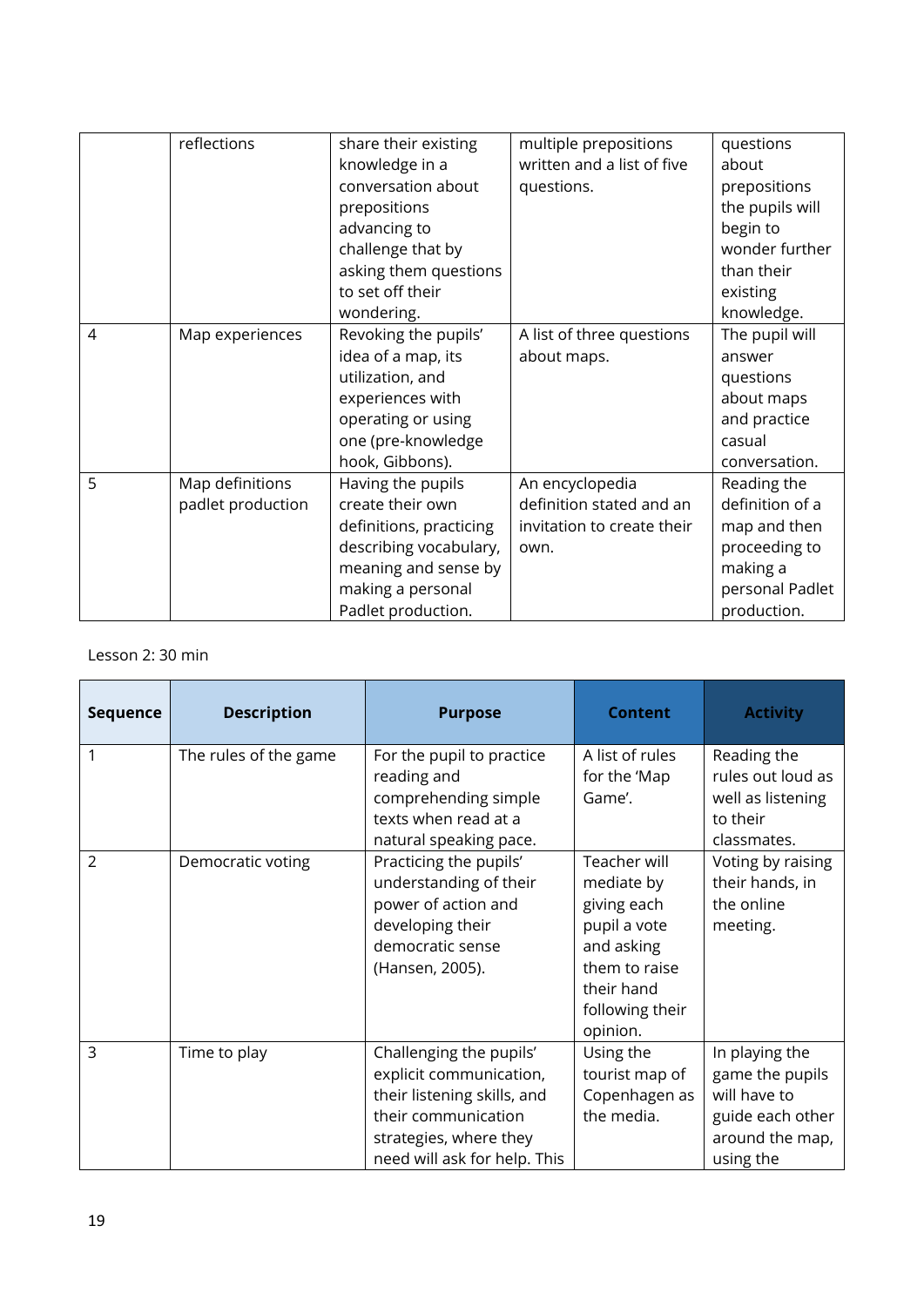|  | reflections | share their existing knowledge in a conversation about prepositions advancing to challenge that by asking them questions to set off their wondering. | multiple prepositions written and a list of five questions. | questions about prepositions the pupils will begin to wonder further than their existing knowledge. |
|---|---|---|---|---|
| 4 | Map experiences | Revoking the pupils' idea of a map, its utilization, and experiences with operating or using one (pre-knowledge hook, Gibbons). | A list of three questions about maps. | The pupil will answer questions about maps and practice casual conversation. |
| 5 | Map definitions padlet production | Having the pupils create their own definitions, practicing describing vocabulary, meaning and sense by making a personal Padlet production. | An encyclopedia definition stated and an invitation to create their own. | Reading the definition of a map and then proceeding to making a personal Padlet production. |

Lesson 2: 30 min

| Sequence | Description | Purpose | Content | Activity |
|---|---|---|---|---|
| 1 | The rules of the game | For the pupil to practice reading and comprehending simple texts when read at a natural speaking pace. | A list of rules for the 'Map Game'. | Reading the rules out loud as well as listening to their classmates. |
| 2 | Democratic voting | Practicing the pupils' understanding of their power of action and developing their democratic sense (Hansen, 2005). | Teacher will mediate by giving each pupil a vote and asking them to raise their hand following their opinion. | Voting by raising their hands, in the online meeting. |
| 3 | Time to play | Challenging the pupils' explicit communication, their listening skills, and their communication strategies, where they need will ask for help. This | Using the tourist map of Copenhagen as the media. | In playing the game the pupils will have to guide each other around the map, using the |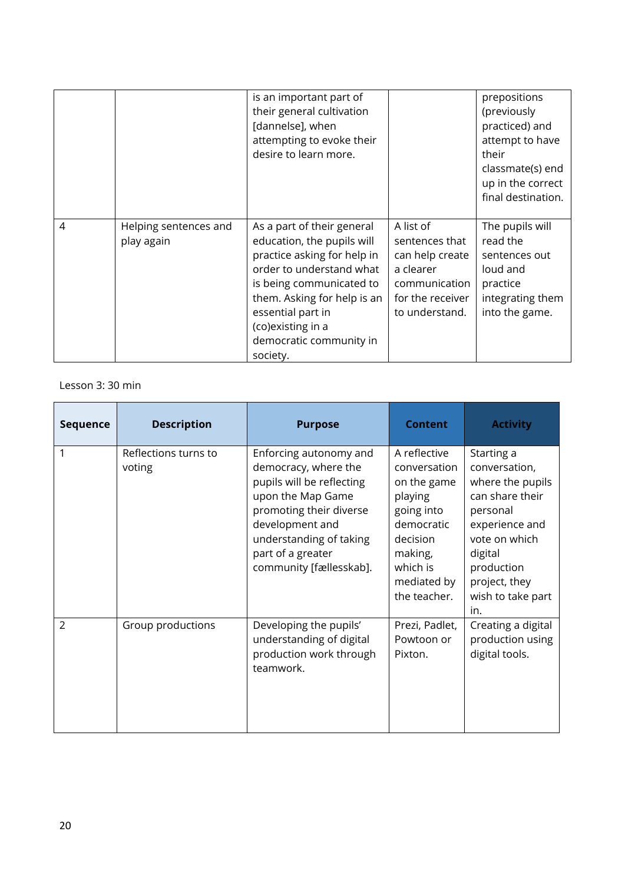| | | is an important part of their general cultivation [dannelse], when attempting to evoke their desire to learn more. | | prepositions (previously practiced) and attempt to have their classmate(s) end up in the correct final destination. |
|---|---|---|---|---|
| 4 | Helping sentences and play again | As a part of their general education, the pupils will practice asking for help in order to understand what is being communicated to them. Asking for help is an essential part in (co)existing in a democratic community in society. | A list of sentences that can help create a clearer communication for the receiver to understand. | The pupils will read the sentences out loud and practice integrating them into the game. |

Lesson 3: 30 min

| Sequence | Description | Purpose | Content | Activity |
|---|---|---|---|---|
| 1 | Reflections turns to voting | Enforcing autonomy and democracy, where the pupils will be reflecting upon the Map Game promoting their diverse development and understanding of taking part of a greater community [fællesskab]. | A reflective conversation on the game playing going into democratic decision making, which is mediated by the teacher. | Starting a conversation, where the pupils can share their personal experience and vote on which digital production project, they wish to take part in. |
| 2 | Group productions | Developing the pupils' understanding of digital production work through teamwork. | Prezi, Padlet, Powtoon or Pixton. | Creating a digital production using digital tools. |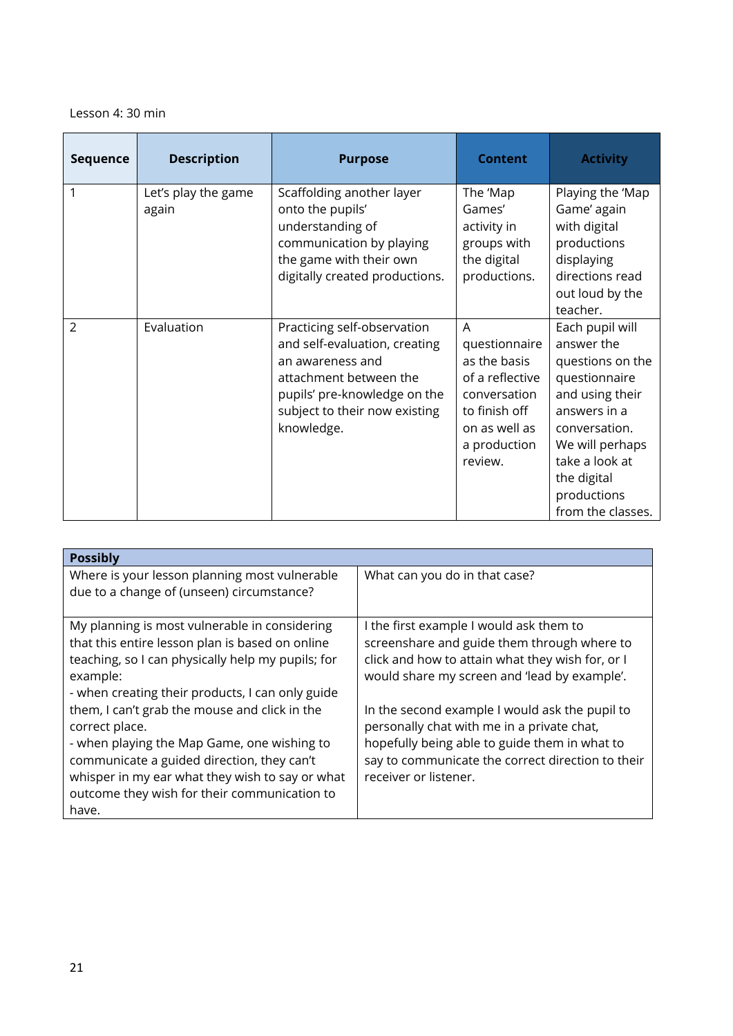Lesson 4: 30 min

| Sequence | Description | Purpose | Content | Activity |
|---|---|---|---|---|
| 1 | Let's play the game again | Scaffolding another layer onto the pupils' understanding of communication by playing the game with their own digitally created productions. | The 'Map Games' activity in groups with the digital productions. | Playing the 'Map Game' again with digital productions displaying directions read out loud by the teacher. |
| 2 | Evaluation | Practicing self-observation and self-evaluation, creating an awareness and attachment between the pupils' pre-knowledge on the subject to their now existing knowledge. | A questionnaire as the basis of a reflective conversation to finish off on as well as a production review. | Each pupil will answer the questions on the questionnaire and using their answers in a conversation. We will perhaps take a look at the digital productions from the classes. |

| **Possibly** | |
|---|---|
| Where is your lesson planning most vulnerable due to a change of (unseen) circumstance? | What can you do in that case? |
| My planning is most vulnerable in considering that this entire lesson plan is based on online teaching, so I can physically help my pupils; for example:<br>- when creating their products, I can only guide them, I can't grab the mouse and click in the correct place.<br>- when playing the Map Game, one wishing to communicate a guided direction, they can't whisper in my ear what they wish to say or what outcome they wish for their communication to have. | I the first example I would ask them to screenshare and guide them through where to click and how to attain what they wish for, or I would share my screen and 'lead by example'.<br><br>In the second example I would ask the pupil to personally chat with me in a private chat, hopefully being able to guide them in what to say to communicate the correct direction to their receiver or listener. |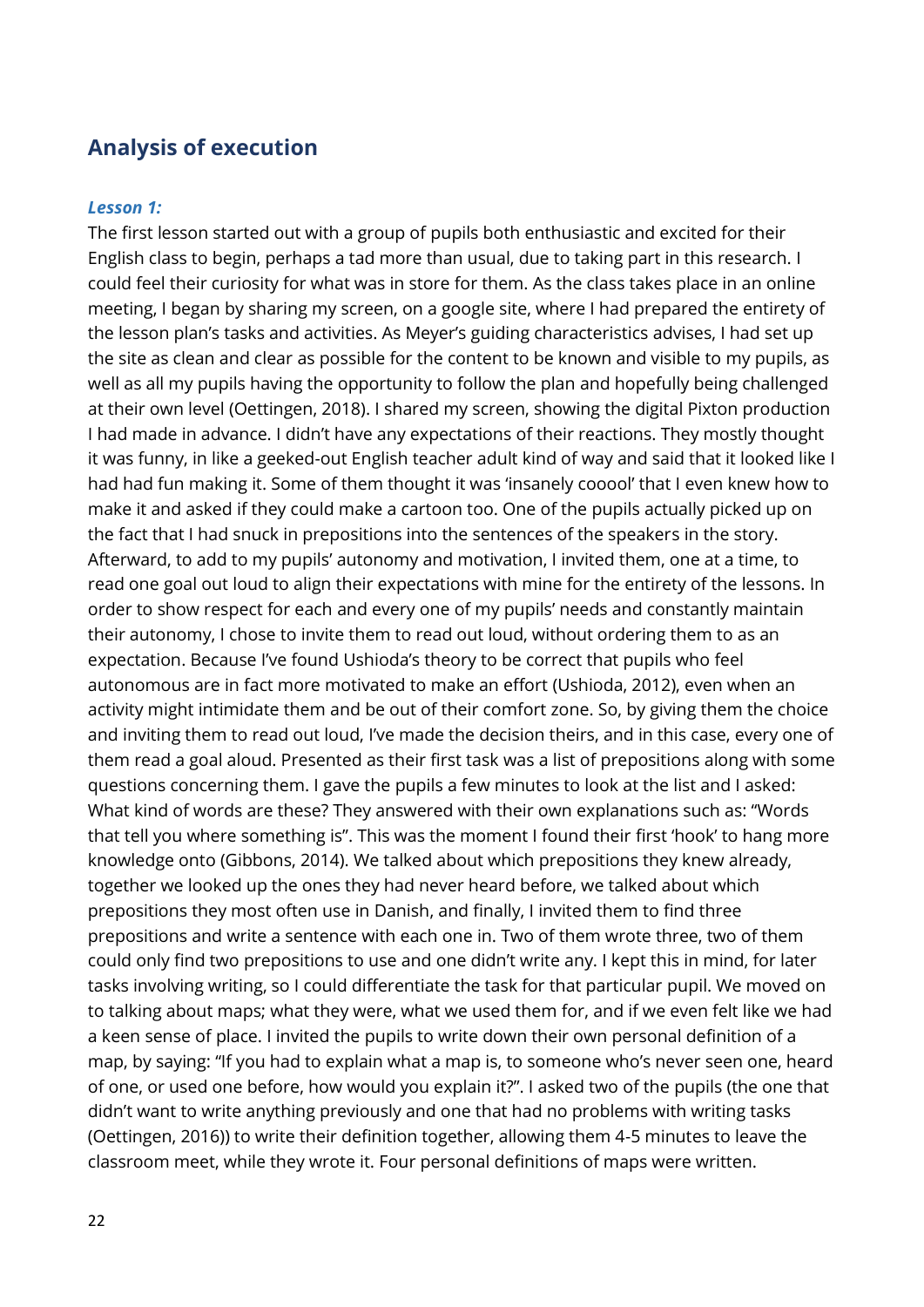## Analysis of execution

### *Lesson 1:*

The first lesson started out with a group of pupils both enthusiastic and excited for their English class to begin, perhaps a tad more than usual, due to taking part in this research. I could feel their curiosity for what was in store for them. As the class takes place in an online meeting, I began by sharing my screen, on a google site, where I had prepared the entirety of the lesson plan's tasks and activities. As Meyer's guiding characteristics advises, I had set up the site as clean and clear as possible for the content to be known and visible to my pupils, as well as all my pupils having the opportunity to follow the plan and hopefully being challenged at their own level (Oettingen, 2018). I shared my screen, showing the digital Pixton production I had made in advance. I didn't have any expectations of their reactions. They mostly thought it was funny, in like a geeked-out English teacher adult kind of way and said that it looked like I had had fun making it. Some of them thought it was 'insanely cooool' that I even knew how to make it and asked if they could make a cartoon too. One of the pupils actually picked up on the fact that I had snuck in prepositions into the sentences of the speakers in the story. Afterward, to add to my pupils' autonomy and motivation, I invited them, one at a time, to read one goal out loud to align their expectations with mine for the entirety of the lessons. In order to show respect for each and every one of my pupils' needs and constantly maintain their autonomy, I chose to invite them to read out loud, without ordering them to as an expectation. Because I've found Ushioda's theory to be correct that pupils who feel autonomous are in fact more motivated to make an effort (Ushioda, 2012), even when an activity might intimidate them and be out of their comfort zone. So, by giving them the choice and inviting them to read out loud, I've made the decision theirs, and in this case, every one of them read a goal aloud. Presented as their first task was a list of prepositions along with some questions concerning them. I gave the pupils a few minutes to look at the list and I asked: What kind of words are these? They answered with their own explanations such as: "Words that tell you where something is". This was the moment I found their first 'hook' to hang more knowledge onto (Gibbons, 2014). We talked about which prepositions they knew already, together we looked up the ones they had never heard before, we talked about which prepositions they most often use in Danish, and finally, I invited them to find three prepositions and write a sentence with each one in. Two of them wrote three, two of them could only find two prepositions to use and one didn't write any. I kept this in mind, for later tasks involving writing, so I could differentiate the task for that particular pupil. We moved on to talking about maps; what they were, what we used them for, and if we even felt like we had a keen sense of place. I invited the pupils to write down their own personal definition of a map, by saying: "If you had to explain what a map is, to someone who's never seen one, heard of one, or used one before, how would you explain it?". I asked two of the pupils (the one that didn't want to write anything previously and one that had no problems with writing tasks (Oettingen, 2016)) to write their definition together, allowing them 4-5 minutes to leave the classroom meet, while they wrote it. Four personal definitions of maps were written.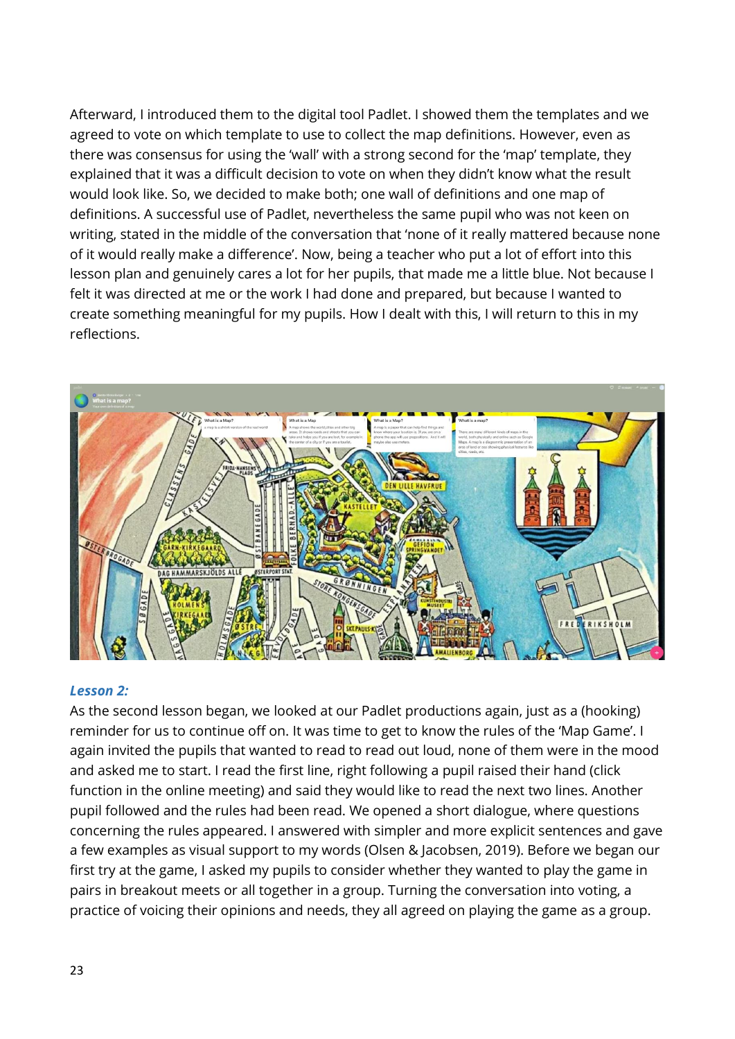Afterward, I introduced them to the digital tool Padlet. I showed them the templates and we agreed to vote on which template to use to collect the map definitions. However, even as there was consensus for using the 'wall' with a strong second for the 'map' template, they explained that it was a difficult decision to vote on when they didn't know what the result would look like. So, we decided to make both; one wall of definitions and one map of definitions. A successful use of Padlet, nevertheless the same pupil who was not keen on writing, stated in the middle of the conversation that 'none of it really mattered because none of it would really make a difference'. Now, being a teacher who put a lot of effort into this lesson plan and genuinely cares a lot for her pupils, that made me a little blue. Not because I felt it was directed at me or the work I had done and prepared, but because I wanted to create something meaningful for my pupils. How I dealt with this, I will return to this in my reflections.

***Lesson 2:***

As the second lesson began, we looked at our Padlet productions again, just as a (hooking) reminder for us to continue off on. It was time to get to know the rules of the 'Map Game'. I again invited the pupils that wanted to read to read out loud, none of them were in the mood and asked me to start. I read the first line, right following a pupil raised their hand (click function in the online meeting) and said they would like to read the next two lines. Another pupil followed and the rules had been read. We opened a short dialogue, where questions concerning the rules appeared. I answered with simpler and more explicit sentences and gave a few examples as visual support to my words (Olsen & Jacobsen, 2019). Before we began our first try at the game, I asked my pupils to consider whether they wanted to play the game in pairs in breakout meets or all together in a group. Turning the conversation into voting, a practice of voicing their opinions and needs, they all agreed on playing the game as a group.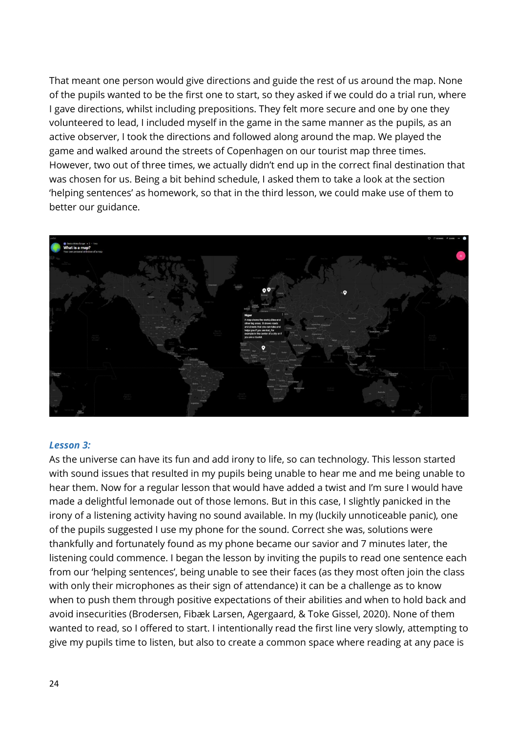That meant one person would give directions and guide the rest of us around the map. None of the pupils wanted to be the first one to start, so they asked if we could do a trial run, where I gave directions, whilst including prepositions. They felt more secure and one by one they volunteered to lead, I included myself in the game in the same manner as the pupils, as an active observer, I took the directions and followed along around the map. We played the game and walked around the streets of Copenhagen on our tourist map three times. However, two out of three times, we actually didn't end up in the correct final destination that was chosen for us. Being a bit behind schedule, I asked them to take a look at the section 'helping sentences' as homework, so that in the third lesson, we could make use of them to better our guidance.

### *Lesson 3:*

As the universe can have its fun and add irony to life, so can technology. This lesson started with sound issues that resulted in my pupils being unable to hear me and me being unable to hear them. Now for a regular lesson that would have added a twist and I'm sure I would have made a delightful lemonade out of those lemons. But in this case, I slightly panicked in the irony of a listening activity having no sound available. In my (luckily unnoticeable panic), one of the pupils suggested I use my phone for the sound. Correct she was, solutions were thankfully and fortunately found as my phone became our savior and 7 minutes later, the listening could commence. I began the lesson by inviting the pupils to read one sentence each from our 'helping sentences', being unable to see their faces (as they most often join the class with only their microphones as their sign of attendance) it can be a challenge as to know when to push them through positive expectations of their abilities and when to hold back and avoid insecurities (Brodersen, Fibæk Larsen, Agergaard, & Toke Gissel, 2020). None of them wanted to read, so I offered to start. I intentionally read the first line very slowly, attempting to give my pupils time to listen, but also to create a common space where reading at any pace is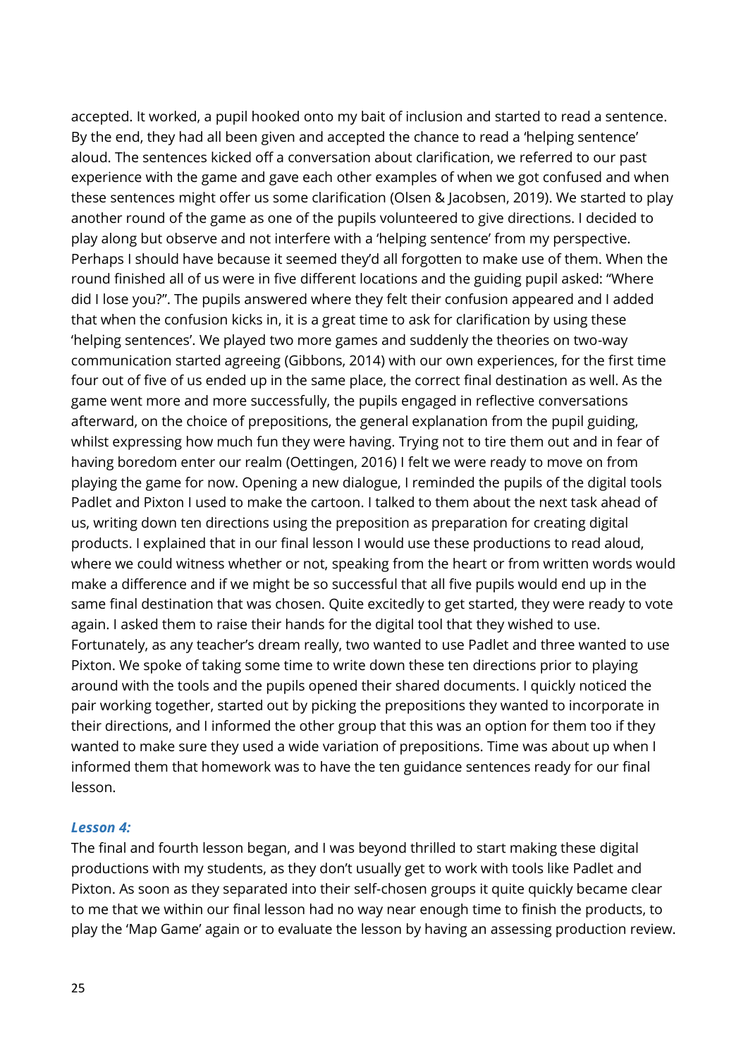accepted. It worked, a pupil hooked onto my bait of inclusion and started to read a sentence. By the end, they had all been given and accepted the chance to read a 'helping sentence' aloud. The sentences kicked off a conversation about clarification, we referred to our past experience with the game and gave each other examples of when we got confused and when these sentences might offer us some clarification (Olsen & Jacobsen, 2019). We started to play another round of the game as one of the pupils volunteered to give directions. I decided to play along but observe and not interfere with a 'helping sentence' from my perspective. Perhaps I should have because it seemed they'd all forgotten to make use of them. When the round finished all of us were in five different locations and the guiding pupil asked: "Where did I lose you?". The pupils answered where they felt their confusion appeared and I added that when the confusion kicks in, it is a great time to ask for clarification by using these 'helping sentences'. We played two more games and suddenly the theories on two-way communication started agreeing (Gibbons, 2014) with our own experiences, for the first time four out of five of us ended up in the same place, the correct final destination as well. As the game went more and more successfully, the pupils engaged in reflective conversations afterward, on the choice of prepositions, the general explanation from the pupil guiding, whilst expressing how much fun they were having. Trying not to tire them out and in fear of having boredom enter our realm (Oettingen, 2016) I felt we were ready to move on from playing the game for now. Opening a new dialogue, I reminded the pupils of the digital tools Padlet and Pixton I used to make the cartoon. I talked to them about the next task ahead of us, writing down ten directions using the preposition as preparation for creating digital products. I explained that in our final lesson I would use these productions to read aloud, where we could witness whether or not, speaking from the heart or from written words would make a difference and if we might be so successful that all five pupils would end up in the same final destination that was chosen. Quite excitedly to get started, they were ready to vote again. I asked them to raise their hands for the digital tool that they wished to use. Fortunately, as any teacher's dream really, two wanted to use Padlet and three wanted to use Pixton. We spoke of taking some time to write down these ten directions prior to playing around with the tools and the pupils opened their shared documents. I quickly noticed the pair working together, started out by picking the prepositions they wanted to incorporate in their directions, and I informed the other group that this was an option for them too if they wanted to make sure they used a wide variation of prepositions. Time was about up when I informed them that homework was to have the ten guidance sentences ready for our final lesson.

### *Lesson 4:*

The final and fourth lesson began, and I was beyond thrilled to start making these digital productions with my students, as they don't usually get to work with tools like Padlet and Pixton. As soon as they separated into their self-chosen groups it quite quickly became clear to me that we within our final lesson had no way near enough time to finish the products, to play the 'Map Game' again or to evaluate the lesson by having an assessing production review.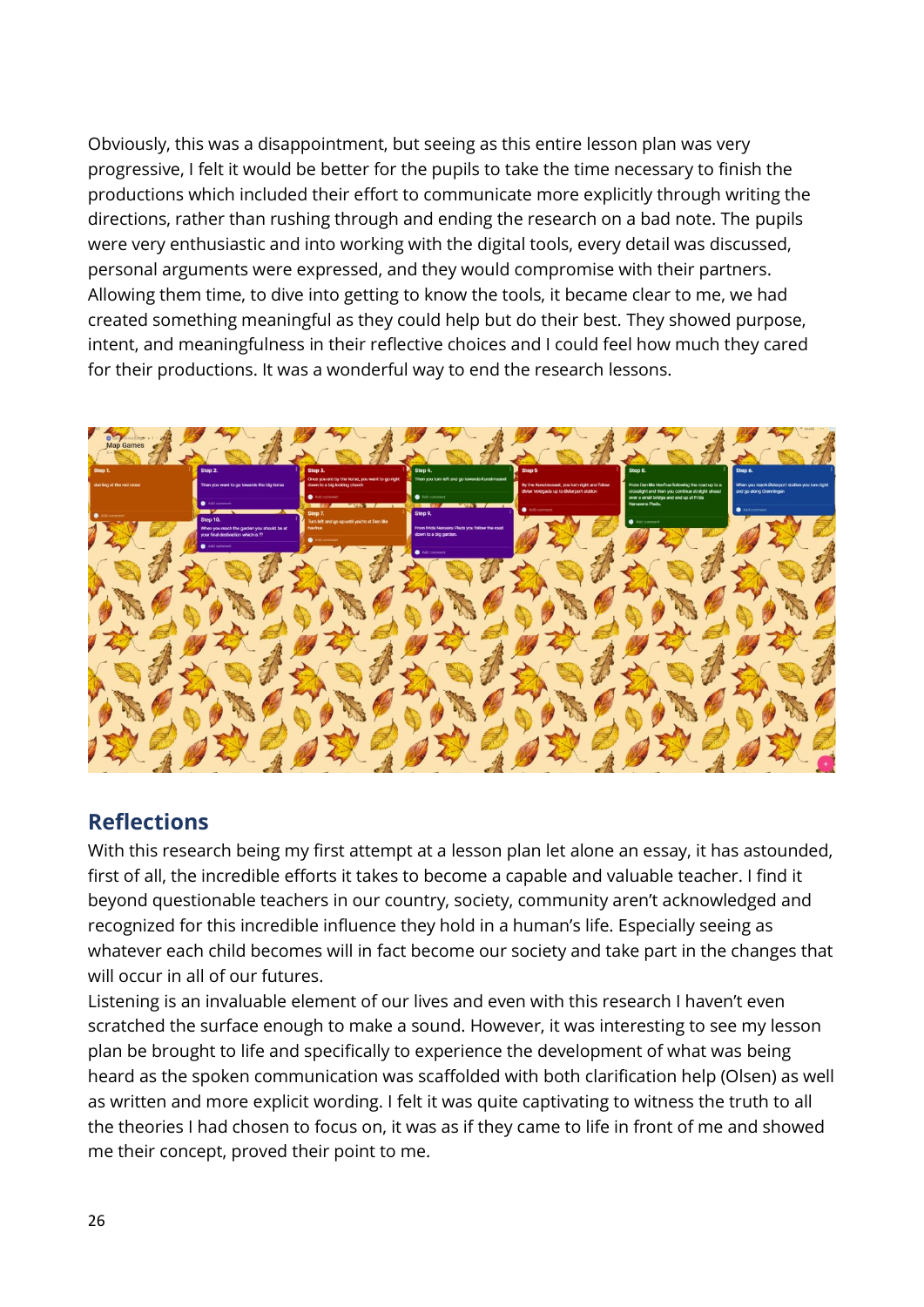Obviously, this was a disappointment, but seeing as this entire lesson plan was very progressive, I felt it would be better for the pupils to take the time necessary to finish the productions which included their effort to communicate more explicitly through writing the directions, rather than rushing through and ending the research on a bad note. The pupils were very enthusiastic and into working with the digital tools, every detail was discussed, personal arguments were expressed, and they would compromise with their partners. Allowing them time, to dive into getting to know the tools, it became clear to me, we had created something meaningful as they could help but do their best. They showed purpose, intent, and meaningfulness in their reflective choices and I could feel how much they cared for their productions. It was a wonderful way to end the research lessons.

## Reflections

With this research being my first attempt at a lesson plan let alone an essay, it has astounded, first of all, the incredible efforts it takes to become a capable and valuable teacher. I find it beyond questionable teachers in our country, society, community aren't acknowledged and recognized for this incredible influence they hold in a human's life. Especially seeing as whatever each child becomes will in fact become our society and take part in the changes that will occur in all of our futures.

Listening is an invaluable element of our lives and even with this research I haven't even scratched the surface enough to make a sound. However, it was interesting to see my lesson plan be brought to life and specifically to experience the development of what was being heard as the spoken communication was scaffolded with both clarification help (Olsen) as well as written and more explicit wording. I felt it was quite captivating to witness the truth to all the theories I had chosen to focus on, it was as if they came to life in front of me and showed me their concept, proved their point to me.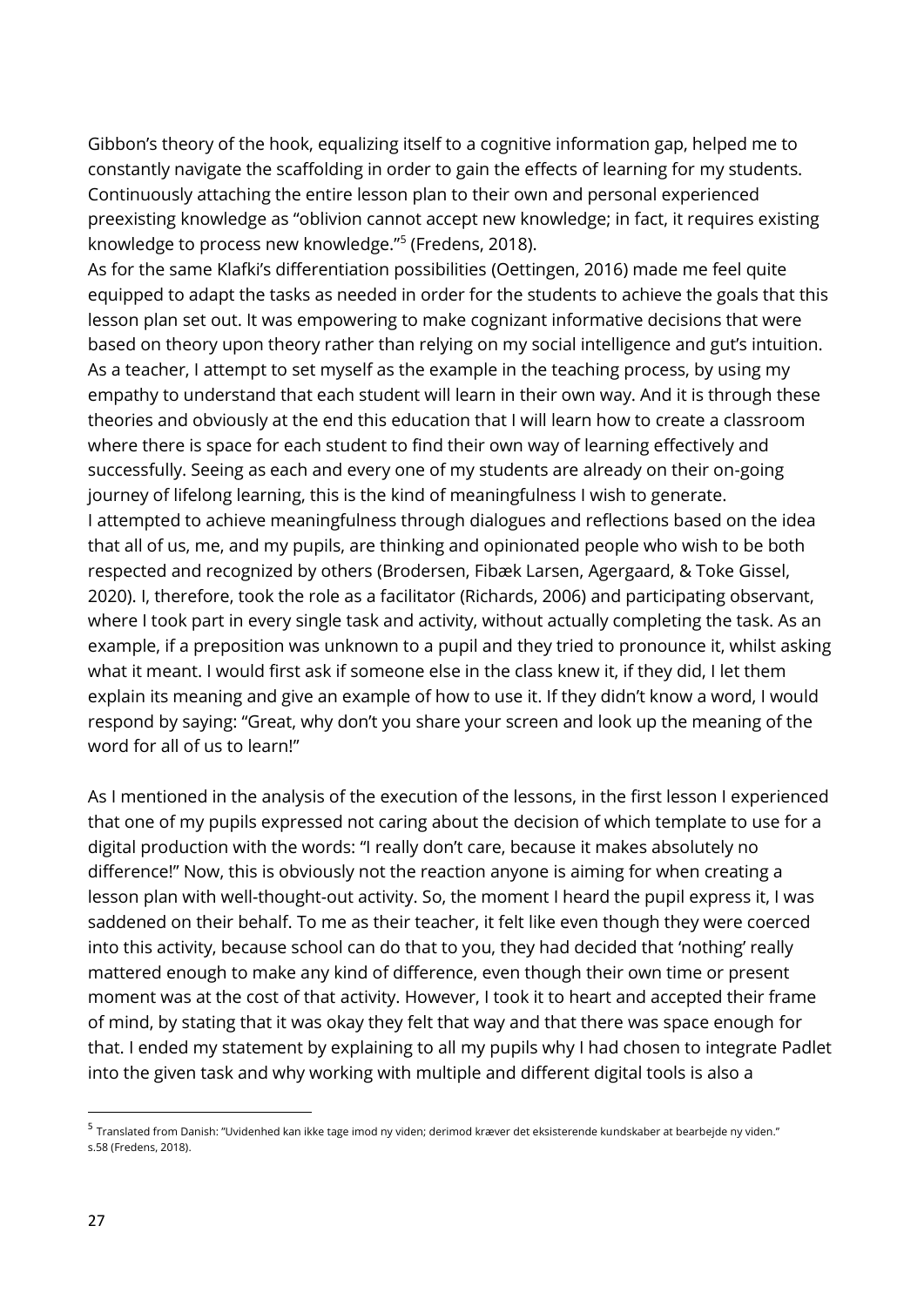Gibbon's theory of the hook, equalizing itself to a cognitive information gap, helped me to constantly navigate the scaffolding in order to gain the effects of learning for my students. Continuously attaching the entire lesson plan to their own and personal experienced preexisting knowledge as "oblivion cannot accept new knowledge; in fact, it requires existing knowledge to process new knowledge."[5] (Fredens, 2018).

As for the same Klafki's differentiation possibilities (Oettingen, 2016) made me feel quite equipped to adapt the tasks as needed in order for the students to achieve the goals that this lesson plan set out. It was empowering to make cognizant informative decisions that were based on theory upon theory rather than relying on my social intelligence and gut's intuition. As a teacher, I attempt to set myself as the example in the teaching process, by using my empathy to understand that each student will learn in their own way. And it is through these theories and obviously at the end this education that I will learn how to create a classroom where there is space for each student to find their own way of learning effectively and successfully. Seeing as each and every one of my students are already on their on-going journey of lifelong learning, this is the kind of meaningfulness I wish to generate.

I attempted to achieve meaningfulness through dialogues and reflections based on the idea that all of us, me, and my pupils, are thinking and opinionated people who wish to be both respected and recognized by others (Brodersen, Fibæk Larsen, Agergaard, & Toke Gissel, 2020). I, therefore, took the role as a facilitator (Richards, 2006) and participating observant, where I took part in every single task and activity, without actually completing the task. As an example, if a preposition was unknown to a pupil and they tried to pronounce it, whilst asking what it meant. I would first ask if someone else in the class knew it, if they did, I let them explain its meaning and give an example of how to use it. If they didn't know a word, I would respond by saying: "Great, why don't you share your screen and look up the meaning of the word for all of us to learn!"

As I mentioned in the analysis of the execution of the lessons, in the first lesson I experienced that one of my pupils expressed not caring about the decision of which template to use for a digital production with the words: "I really don't care, because it makes absolutely no difference!" Now, this is obviously not the reaction anyone is aiming for when creating a lesson plan with well-thought-out activity. So, the moment I heard the pupil express it, I was saddened on their behalf. To me as their teacher, it felt like even though they were coerced into this activity, because school can do that to you, they had decided that 'nothing' really mattered enough to make any kind of difference, even though their own time or present moment was at the cost of that activity. However, I took it to heart and accepted their frame of mind, by stating that it was okay they felt that way and that there was space enough for that. I ended my statement by explaining to all my pupils why I had chosen to integrate Padlet into the given task and why working with multiple and different digital tools is also a

---

[5] Translated from Danish: "Uvidenhed kan ikke tage imod ny viden; derimod kræver det eksisterende kundskaber at bearbejde ny viden." s.58 (Fredens, 2018).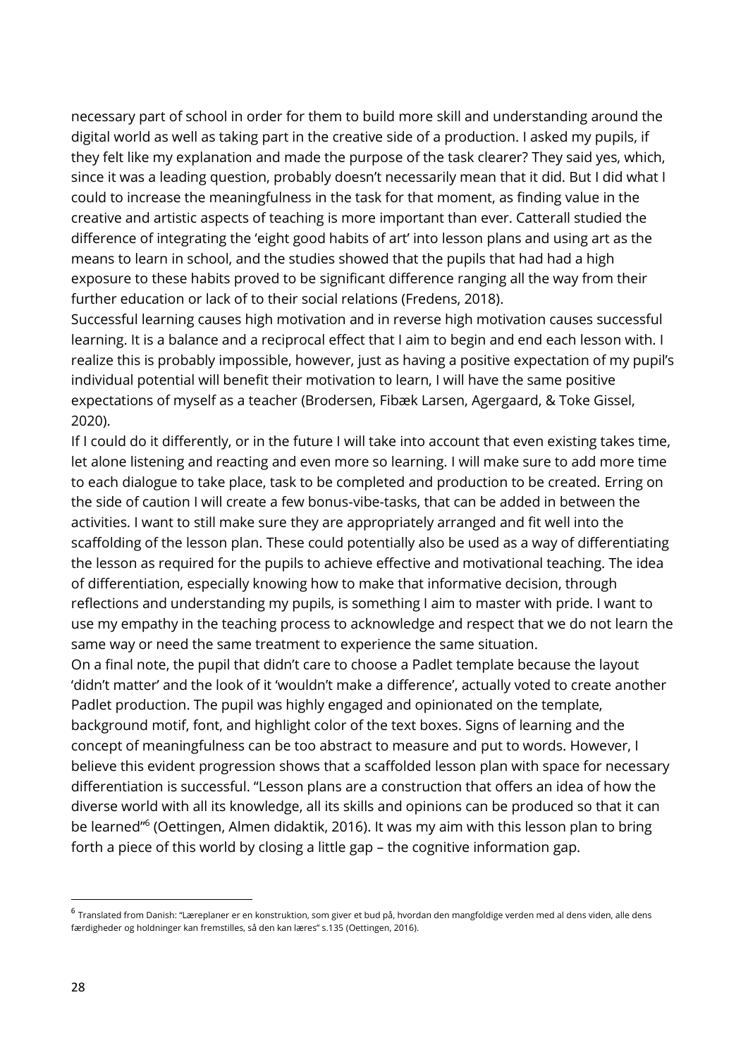necessary part of school in order for them to build more skill and understanding around the digital world as well as taking part in the creative side of a production. I asked my pupils, if they felt like my explanation and made the purpose of the task clearer? They said yes, which, since it was a leading question, probably doesn't necessarily mean that it did. But I did what I could to increase the meaningfulness in the task for that moment, as finding value in the creative and artistic aspects of teaching is more important than ever. Catterall studied the difference of integrating the 'eight good habits of art' into lesson plans and using art as the means to learn in school, and the studies showed that the pupils that had had a high exposure to these habits proved to be significant difference ranging all the way from their further education or lack of to their social relations (Fredens, 2018).

Successful learning causes high motivation and in reverse high motivation causes successful learning. It is a balance and a reciprocal effect that I aim to begin and end each lesson with. I realize this is probably impossible, however, just as having a positive expectation of my pupil's individual potential will benefit their motivation to learn, I will have the same positive expectations of myself as a teacher (Brodersen, Fibæk Larsen, Agergaard, & Toke Gissel, 2020).

If I could do it differently, or in the future I will take into account that even existing takes time, let alone listening and reacting and even more so learning. I will make sure to add more time to each dialogue to take place, task to be completed and production to be created. Erring on the side of caution I will create a few bonus-vibe-tasks, that can be added in between the activities. I want to still make sure they are appropriately arranged and fit well into the scaffolding of the lesson plan. These could potentially also be used as a way of differentiating the lesson as required for the pupils to achieve effective and motivational teaching. The idea of differentiation, especially knowing how to make that informative decision, through reflections and understanding my pupils, is something I aim to master with pride. I want to use my empathy in the teaching process to acknowledge and respect that we do not learn the same way or need the same treatment to experience the same situation.

On a final note, the pupil that didn't care to choose a Padlet template because the layout 'didn't matter' and the look of it 'wouldn't make a difference', actually voted to create another Padlet production. The pupil was highly engaged and opinionated on the template, background motif, font, and highlight color of the text boxes. Signs of learning and the concept of meaningfulness can be too abstract to measure and put to words. However, I believe this evident progression shows that a scaffolded lesson plan with space for necessary differentiation is successful. "Lesson plans are a construction that offers an idea of how the diverse world with all its knowledge, all its skills and opinions can be produced so that it can be learned"[6] (Oettingen, Almen didaktik, 2016). It was my aim with this lesson plan to bring forth a piece of this world by closing a little gap – the cognitive information gap.

---

[6] Translated from Danish: "Læreplaner er en konstruktion, som giver et bud på, hvordan den mangfoldige verden med al dens viden, alle dens færdigheder og holdninger kan fremstilles, så den kan læres" s.135 (Oettingen, 2016).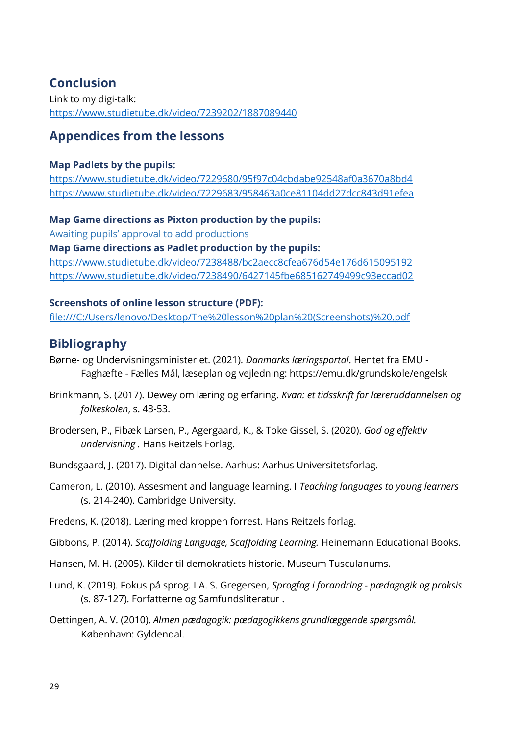## Conclusion

Link to my digi-talk:
https://www.studietube.dk/video/7239202/1887089440

## Appendices from the lessons

**Map Padlets by the pupils:**
https://www.studietube.dk/video/7229680/95f97c04cbdabe92548af0a3670a8bd4
https://www.studietube.dk/video/7229683/958463a0ce81104dd27dcc843d91efea

**Map Game directions as Pixton production by the pupils:**
Awaiting pupils' approval to add productions
**Map Game directions as Padlet production by the pupils:**
https://www.studietube.dk/video/7238488/bc2aecc8cfea676d54e176d615095192
https://www.studietube.dk/video/7238490/6427145fbe685162749499c93eccad02

**Screenshots of online lesson structure (PDF):**
file:///C:/Users/lenovo/Desktop/The%20lesson%20plan%20(Screenshots)%20.pdf

## Bibliography

Børne- og Undervisningsministeriet. (2021). *Danmarks læringsportal*. Hentet fra EMU - Faghæfte - Fælles Mål, læseplan og vejledning: https://emu.dk/grundskole/engelsk

Brinkmann, S. (2017). Dewey om læring og erfaring. *Kvan: et tidsskrift for læreruddannelsen og folkeskolen*, s. 43-53.

Brodersen, P., Fibæk Larsen, P., Agergaard, K., & Toke Gissel, S. (2020). *God og effektiv undervisning* . Hans Reitzels Forlag.

Bundsgaard, J. (2017). Digital dannelse. Aarhus: Aarhus Universitetsforlag.

Cameron, L. (2010). Assesment and language learning. I *Teaching languages to young learners* (s. 214-240). Cambridge University.

Fredens, K. (2018). Læring med kroppen forrest. Hans Reitzels forlag.

Gibbons, P. (2014). *Scaffolding Language, Scaffolding Learning.* Heinemann Educational Books.

Hansen, M. H. (2005). Kilder til demokratiets historie. Museum Tusculanums.

Lund, K. (2019). Fokus på sprog. I A. S. Gregersen, *Sprogfag i forandring - pædagogik og praksis* (s. 87-127). Forfatterne og Samfundsliteratur .

Oettingen, A. V. (2010). *Almen pædagogik: pædagogikkens grundlæggende spørgsmål.* København: Gyldendal.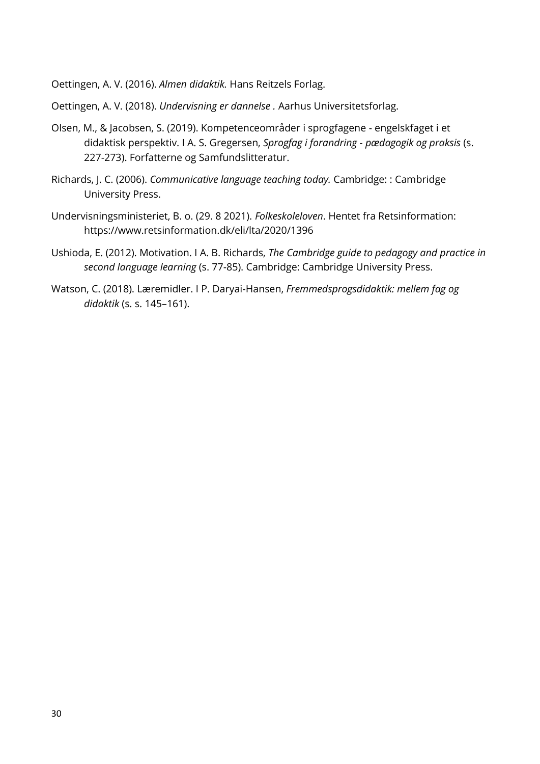Oettingen, A. V. (2016). *Almen didaktik.* Hans Reitzels Forlag.

Oettingen, A. V. (2018). *Undervisning er dannelse* . Aarhus Universitetsforlag.

Olsen, M., & Jacobsen, S. (2019). Kompetenceområder i sprogfagene - engelskfaget i et didaktisk perspektiv. I A. S. Gregersen, *Sprogfag i forandring - pædagogik og praksis* (s. 227-273). Forfatterne og Samfundslitteratur.

Richards, J. C. (2006). *Communicative language teaching today.* Cambridge: : Cambridge University Press.

Undervisningsministeriet, B. o. (29. 8 2021). *Folkeskoleloven*. Hentet fra Retsinformation: https://www.retsinformation.dk/eli/lta/2020/1396

Ushioda, E. (2012). Motivation. I A. B. Richards, *The Cambridge guide to pedagogy and practice in second language learning* (s. 77-85). Cambridge: Cambridge University Press.

Watson, C. (2018). Læremidler. I P. Daryai-Hansen, *Fremmedsprogsdidaktik: mellem fag og didaktik* (s. s. 145–161).